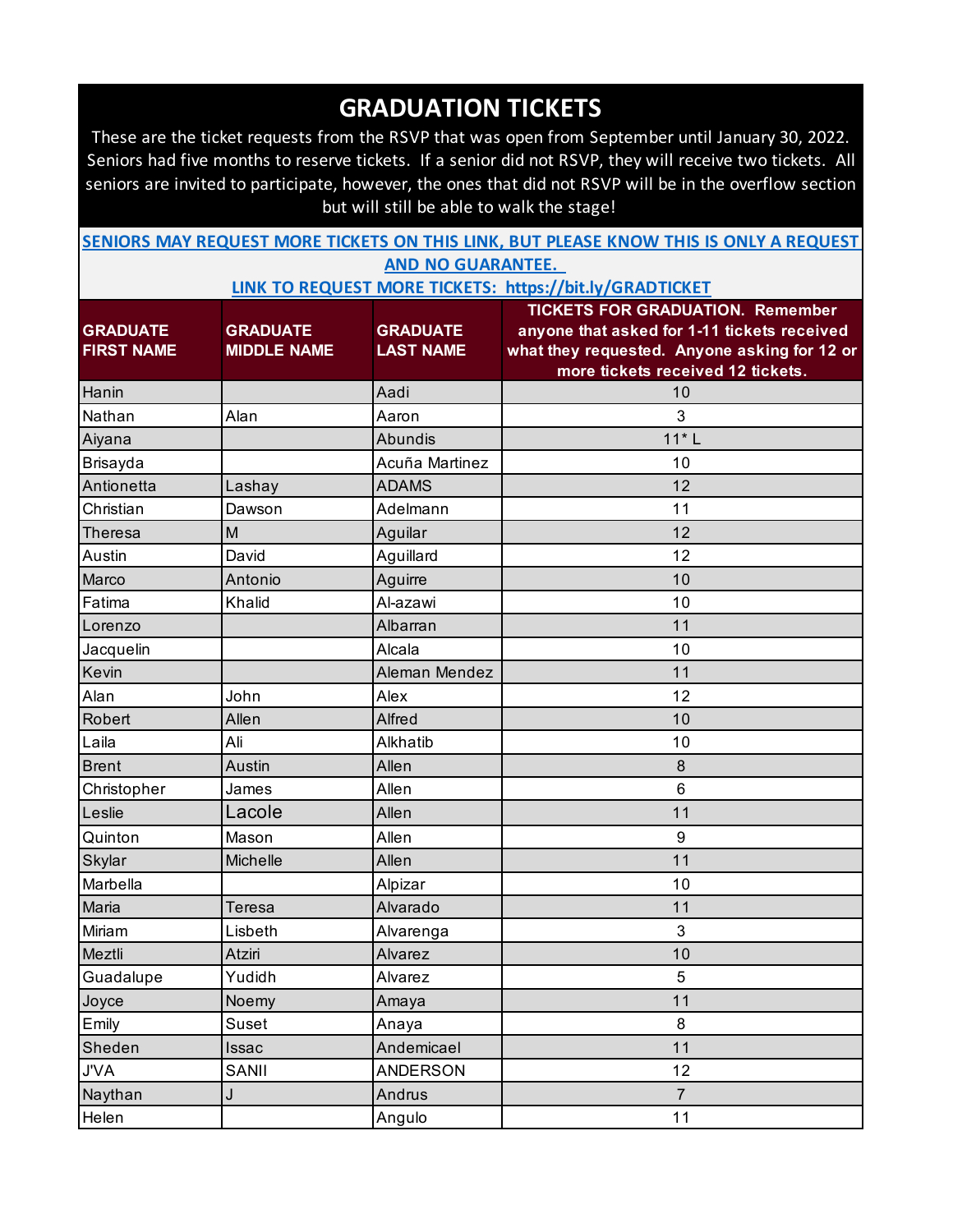# GRADUATION TICKETS

These are the ticket requests from the RSVP that was open from September until January 30, 2022. Seniors had five months to reserve tickets. If a senior did not RSVP, they will receive two tickets. All seniors are invited to participate, however, the ones that did not RSVP will be in the overflow section but will still be able to walk the stage!

**SENIORS MAY REQUEST MORE TICKETS ON THIS LINK, BUT PLEASE KNOW THIS IS ONLY A REQUEST AND NO GUARANTEE.**

**LINK TO REQUEST MORE TICKETS: https://bit.ly/GRADTICKET**

| GRADUATE FIRST NAME | GRADUATE MIDDLE NAME | GRADUATE LAST NAME | TICKETS FOR GRADUATION. Remember anyone that asked for 1-11 tickets received what they requested. Anyone asking for 12 or more tickets received 12 tickets. |
|---|---|---|---|
| Hanin | | Aadi | 10 |
| Nathan | Alan | Aaron | 3 |
| Aiyana | | Abundis | 11* L |
| Brisayda | | Acuña Martinez | 10 |
| Antionetta | Lashay | ADAMS | 12 |
| Christian | Dawson | Adelmann | 11 |
| Theresa | M | Aguilar | 12 |
| Austin | David | Aguillard | 12 |
| Marco | Antonio | Aguirre | 10 |
| Fatima | Khalid | Al-azawi | 10 |
| Lorenzo | | Albarran | 11 |
| Jacquelin | | Alcala | 10 |
| Kevin | | Aleman Mendez | 11 |
| Alan | John | Alex | 12 |
| Robert | Allen | Alfred | 10 |
| Laila | Ali | Alkhatib | 10 |
| Brent | Austin | Allen | 8 |
| Christopher | James | Allen | 6 |
| Leslie | Lacole | Allen | 11 |
| Quinton | Mason | Allen | 9 |
| Skylar | Michelle | Allen | 11 |
| Marbella | | Alpizar | 10 |
| Maria | Teresa | Alvarado | 11 |
| Miriam | Lisbeth | Alvarenga | 3 |
| Meztli | Atziri | Alvarez | 10 |
| Guadalupe | Yudidh | Alvarez | 5 |
| Joyce | Noemy | Amaya | 11 |
| Emily | Suset | Anaya | 8 |
| Sheden | Issac | Andemicael | 11 |
| J'VA | SANII | ANDERSON | 12 |
| Naythan | J | Andrus | 7 |
| Helen | | Angulo | 11 |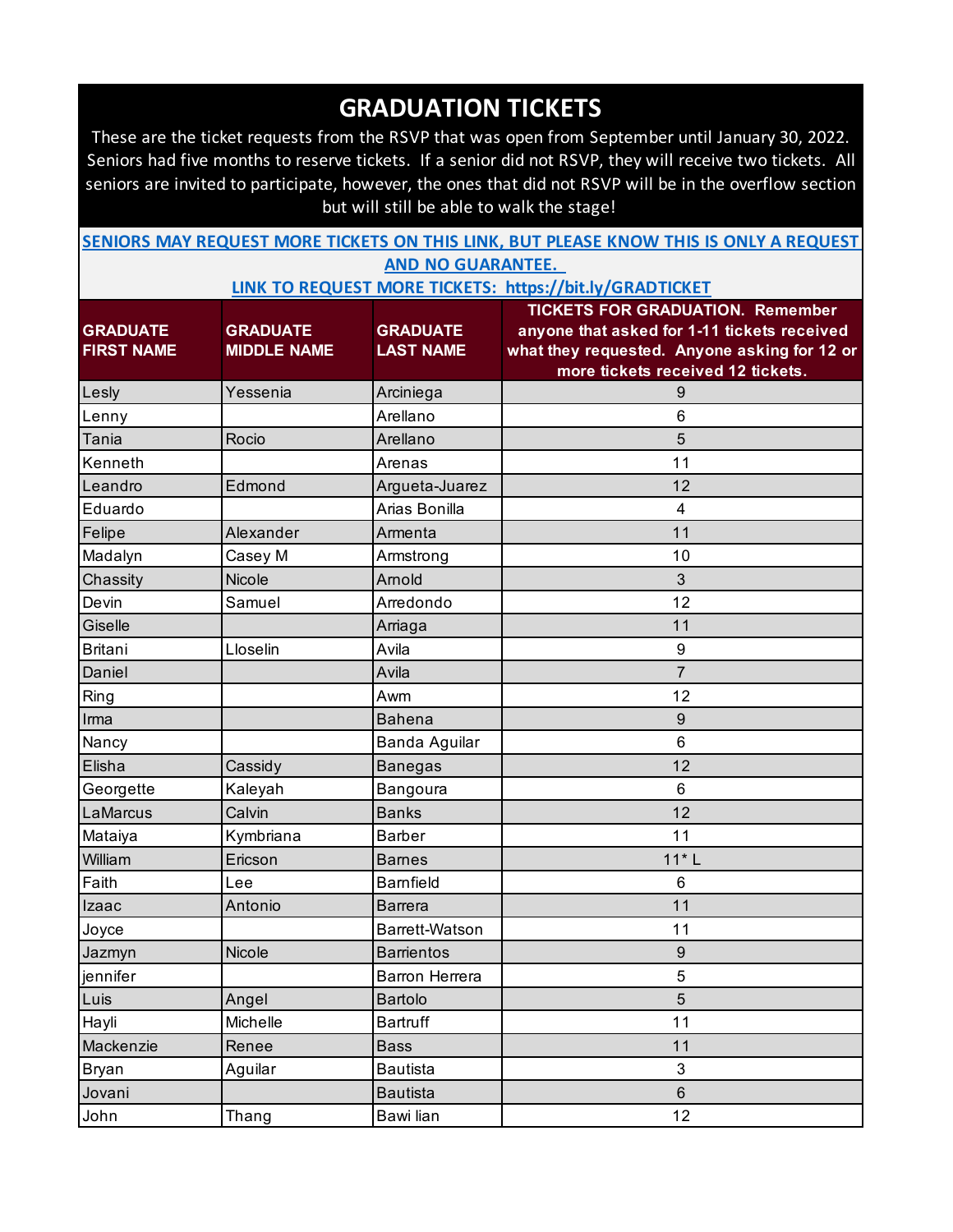# GRADUATION TICKETS

These are the ticket requests from the RSVP that was open from September until January 30, 2022. Seniors had five months to reserve tickets. If a senior did not RSVP, they will receive two tickets. All seniors are invited to participate, however, the ones that did not RSVP will be in the overflow section but will still be able to walk the stage!

**SENIORS MAY REQUEST MORE TICKETS ON THIS LINK, BUT PLEASE KNOW THIS IS ONLY A REQUEST AND NO GUARANTEE.**

**LINK TO REQUEST MORE TICKETS: https://bit.ly/GRADTICKET**

| GRADUATE FIRST NAME | GRADUATE MIDDLE NAME | GRADUATE LAST NAME | TICKETS FOR GRADUATION. Remember anyone that asked for 1-11 tickets received what they requested. Anyone asking for 12 or more tickets received 12 tickets. |
|---|---|---|---|
| Lesly | Yessenia | Arciniega | 9 |
| Lenny | | Arellano | 6 |
| Tania | Rocio | Arellano | 5 |
| Kenneth | | Arenas | 11 |
| Leandro | Edmond | Argueta-Juarez | 12 |
| Eduardo | | Arias Bonilla | 4 |
| Felipe | Alexander | Armenta | 11 |
| Madalyn | Casey M | Armstrong | 10 |
| Chassity | Nicole | Arnold | 3 |
| Devin | Samuel | Arredondo | 12 |
| Giselle | | Arriaga | 11 |
| Britani | Lloselin | Avila | 9 |
| Daniel | | Avila | 7 |
| Ring | | Awm | 12 |
| Irma | | Bahena | 9 |
| Nancy | | Banda Aguilar | 6 |
| Elisha | Cassidy | Banegas | 12 |
| Georgette | Kaleyah | Bangoura | 6 |
| LaMarcus | Calvin | Banks | 12 |
| Mataiya | Kymbriana | Barber | 11 |
| William | Ericson | Barnes | 11* L |
| Faith | Lee | Barnfield | 6 |
| Izaac | Antonio | Barrera | 11 |
| Joyce | | Barrett-Watson | 11 |
| Jazmyn | Nicole | Barrientos | 9 |
| jennifer | | Barron Herrera | 5 |
| Luis | Angel | Bartolo | 5 |
| Hayli | Michelle | Bartruff | 11 |
| Mackenzie | Renee | Bass | 11 |
| Bryan | Aguilar | Bautista | 3 |
| Jovani | | Bautista | 6 |
| John | Thang | Bawi lian | 12 |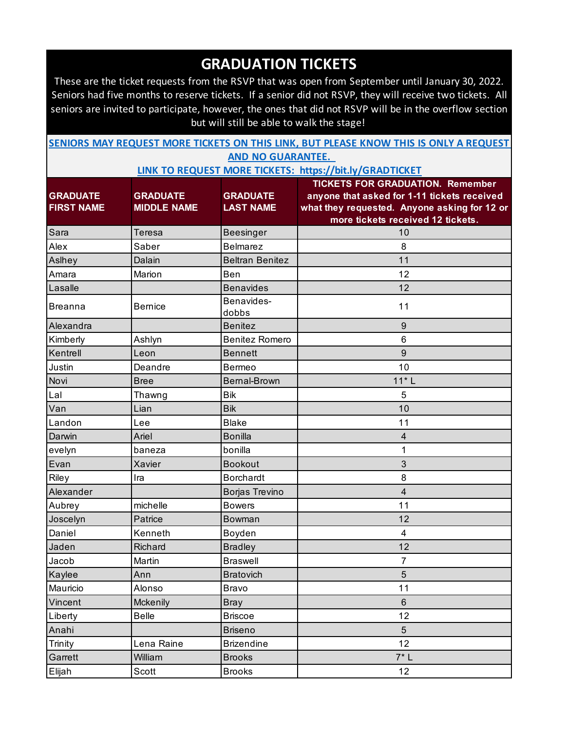# GRADUATION TICKETS

These are the ticket requests from the RSVP that was open from September until January 30, 2022. Seniors had five months to reserve tickets. If a senior did not RSVP, they will receive two tickets. All seniors are invited to participate, however, the ones that did not RSVP will be in the overflow section but will still be able to walk the stage!

**SENIORS MAY REQUEST MORE TICKETS ON THIS LINK, BUT PLEASE KNOW THIS IS ONLY A REQUEST AND NO GUARANTEE.**

**LINK TO REQUEST MORE TICKETS: https://bit.ly/GRADTICKET**

| GRADUATE FIRST NAME | GRADUATE MIDDLE NAME | GRADUATE LAST NAME | TICKETS FOR GRADUATION. Remember anyone that asked for 1-11 tickets received what they requested. Anyone asking for 12 or more tickets received 12 tickets. |
|---|---|---|---|
| Sara | Teresa | Beesinger | 10 |
| Alex | Saber | Belmarez | 8 |
| Aslhey | Dalain | Beltran Benitez | 11 |
| Amara | Marion | Ben | 12 |
| Lasalle | | Benavides | 12 |
| Breanna | Bernice | Benavides-dobbs | 11 |
| Alexandra | | Benitez | 9 |
| Kimberly | Ashlyn | Benitez Romero | 6 |
| Kentrell | Leon | Bennett | 9 |
| Justin | Deandre | Bermeo | 10 |
| Novi | Bree | Bernal-Brown | 11* L |
| Lal | Thawng | Bik | 5 |
| Van | Lian | Bik | 10 |
| Landon | Lee | Blake | 11 |
| Darwin | Ariel | Bonilla | 4 |
| evelyn | baneza | bonilla | 1 |
| Evan | Xavier | Bookout | 3 |
| Riley | Ira | Borchardt | 8 |
| Alexander | | Borjas Trevino | 4 |
| Aubrey | michelle | Bowers | 11 |
| Joscelyn | Patrice | Bowman | 12 |
| Daniel | Kenneth | Boyden | 4 |
| Jaden | Richard | Bradley | 12 |
| Jacob | Martin | Braswell | 7 |
| Kaylee | Ann | Bratovich | 5 |
| Mauricio | Alonso | Bravo | 11 |
| Vincent | Mckenily | Bray | 6 |
| Liberty | Belle | Briscoe | 12 |
| Anahi | | Briseno | 5 |
| Trinity | Lena Raine | Brizendine | 12 |
| Garrett | William | Brooks | 7* L |
| Elijah | Scott | Brooks | 12 |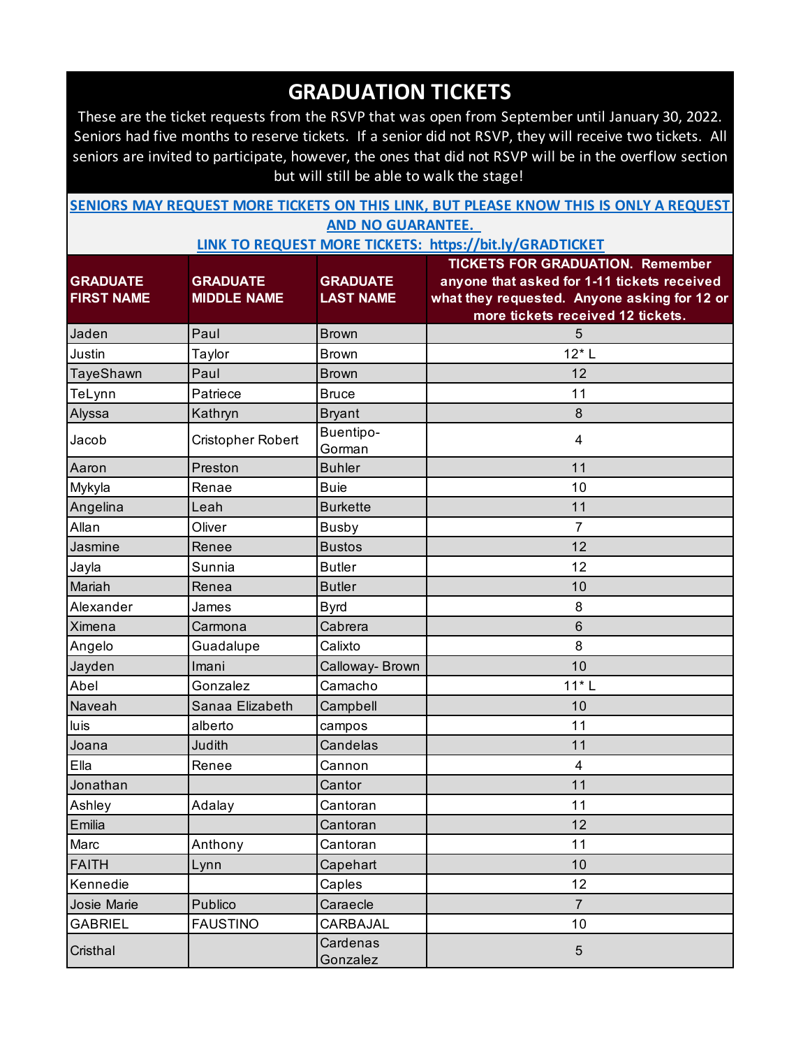# GRADUATION TICKETS

These are the ticket requests from the RSVP that was open from September until January 30, 2022. Seniors had five months to reserve tickets. If a senior did not RSVP, they will receive two tickets. All seniors are invited to participate, however, the ones that did not RSVP will be in the overflow section but will still be able to walk the stage!

**SENIORS MAY REQUEST MORE TICKETS ON THIS LINK, BUT PLEASE KNOW THIS IS ONLY A REQUEST AND NO GUARANTEE.**

**LINK TO REQUEST MORE TICKETS: https://bit.ly/GRADTICKET**

| GRADUATE FIRST NAME | GRADUATE MIDDLE NAME | GRADUATE LAST NAME | TICKETS FOR GRADUATION. Remember anyone that asked for 1-11 tickets received what they requested. Anyone asking for 12 or more tickets received 12 tickets. |
|---|---|---|---|
| Jaden | Paul | Brown | 5 |
| Justin | Taylor | Brown | 12* L |
| TayeShawn | Paul | Brown | 12 |
| TeLynn | Patriece | Bruce | 11 |
| Alyssa | Kathryn | Bryant | 8 |
| Jacob | Cristopher Robert | Buentipo-Gorman | 4 |
| Aaron | Preston | Buhler | 11 |
| Mykyla | Renae | Buie | 10 |
| Angelina | Leah | Burkette | 11 |
| Allan | Oliver | Busby | 7 |
| Jasmine | Renee | Bustos | 12 |
| Jayla | Sunnia | Butler | 12 |
| Mariah | Renea | Butler | 10 |
| Alexander | James | Byrd | 8 |
| Ximena | Carmona | Cabrera | 6 |
| Angelo | Guadalupe | Calixto | 8 |
| Jayden | Imani | Calloway- Brown | 10 |
| Abel | Gonzalez | Camacho | 11* L |
| Naveah | Sanaa Elizabeth | Campbell | 10 |
| luis | alberto | campos | 11 |
| Joana | Judith | Candelas | 11 |
| Ella | Renee | Cannon | 4 |
| Jonathan | | Cantor | 11 |
| Ashley | Adalay | Cantoran | 11 |
| Emilia | | Cantoran | 12 |
| Marc | Anthony | Cantoran | 11 |
| FAITH | Lynn | Capehart | 10 |
| Kennedie | | Caples | 12 |
| Josie Marie | Publico | Caraecle | 7 |
| GABRIEL | FAUSTINO | CARBAJAL | 10 |
| Cristhal | | Cardenas Gonzalez | 5 |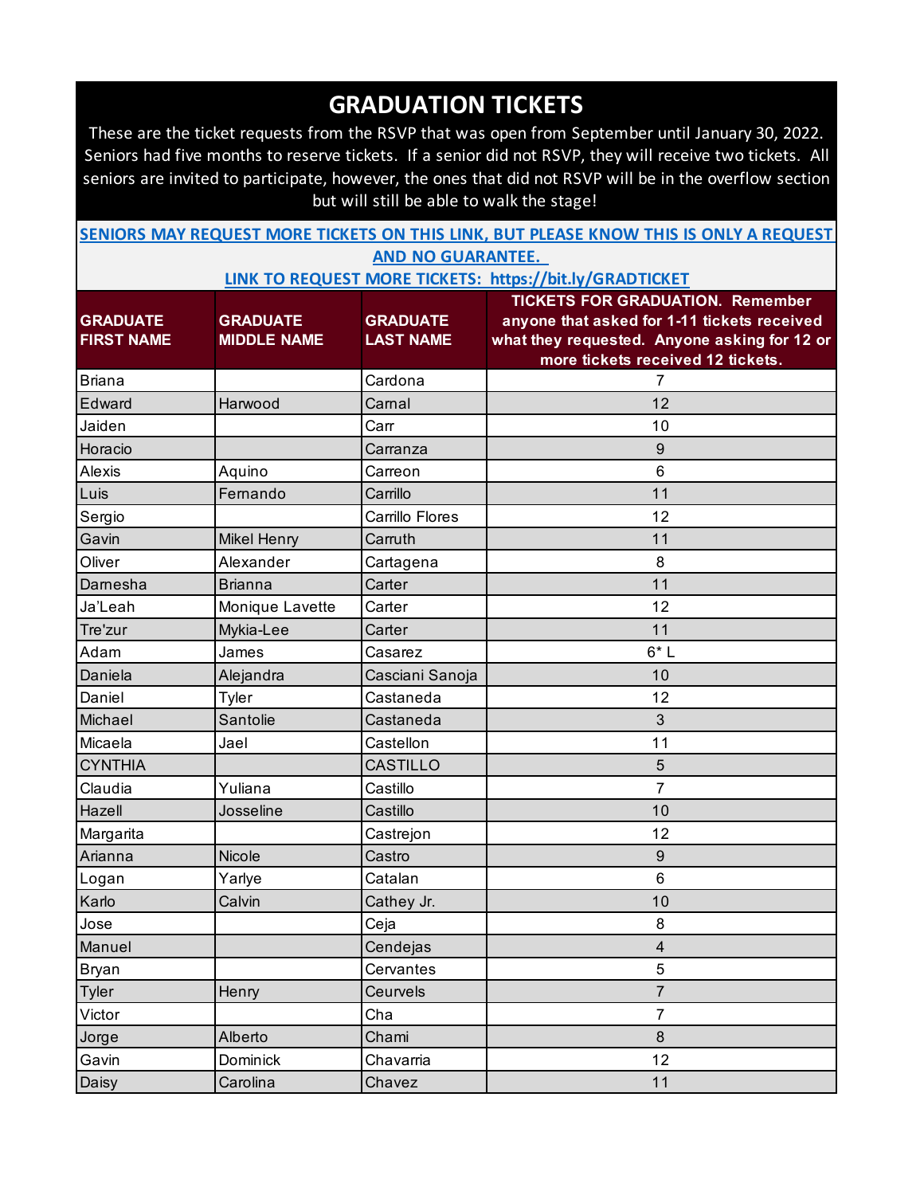# GRADUATION TICKETS

These are the ticket requests from the RSVP that was open from September until January 30, 2022. Seniors had five months to reserve tickets. If a senior did not RSVP, they will receive two tickets. All seniors are invited to participate, however, the ones that did not RSVP will be in the overflow section but will still be able to walk the stage!

**SENIORS MAY REQUEST MORE TICKETS ON THIS LINK, BUT PLEASE KNOW THIS IS ONLY A REQUEST AND NO GUARANTEE.**

**LINK TO REQUEST MORE TICKETS: https://bit.ly/GRADTICKET**

| GRADUATE FIRST NAME | GRADUATE MIDDLE NAME | GRADUATE LAST NAME | TICKETS FOR GRADUATION. Remember anyone that asked for 1-11 tickets received what they requested. Anyone asking for 12 or more tickets received 12 tickets. |
|---|---|---|---|
| Briana | | Cardona | 7 |
| Edward | Harwood | Carnal | 12 |
| Jaiden | | Carr | 10 |
| Horacio | | Carranza | 9 |
| Alexis | Aquino | Carreon | 6 |
| Luis | Fernando | Carrillo | 11 |
| Sergio | | Carrillo Flores | 12 |
| Gavin | Mikel Henry | Carruth | 11 |
| Oliver | Alexander | Cartagena | 8 |
| Darnesha | Brianna | Carter | 11 |
| Ja'Leah | Monique Lavette | Carter | 12 |
| Tre'zur | Mykia-Lee | Carter | 11 |
| Adam | James | Casarez | 6* L |
| Daniela | Alejandra | Casciani Sanoja | 10 |
| Daniel | Tyler | Castaneda | 12 |
| Michael | Santolie | Castaneda | 3 |
| Micaela | Jael | Castellon | 11 |
| CYNTHIA | | CASTILLO | 5 |
| Claudia | Yuliana | Castillo | 7 |
| Hazell | Josseline | Castillo | 10 |
| Margarita | | Castrejon | 12 |
| Arianna | Nicole | Castro | 9 |
| Logan | Yarlye | Catalan | 6 |
| Karlo | Calvin | Cathey Jr. | 10 |
| Jose | | Ceja | 8 |
| Manuel | | Cendejas | 4 |
| Bryan | | Cervantes | 5 |
| Tyler | Henry | Ceurvels | 7 |
| Victor | | Cha | 7 |
| Jorge | Alberto | Chami | 8 |
| Gavin | Dominick | Chavarria | 12 |
| Daisy | Carolina | Chavez | 11 |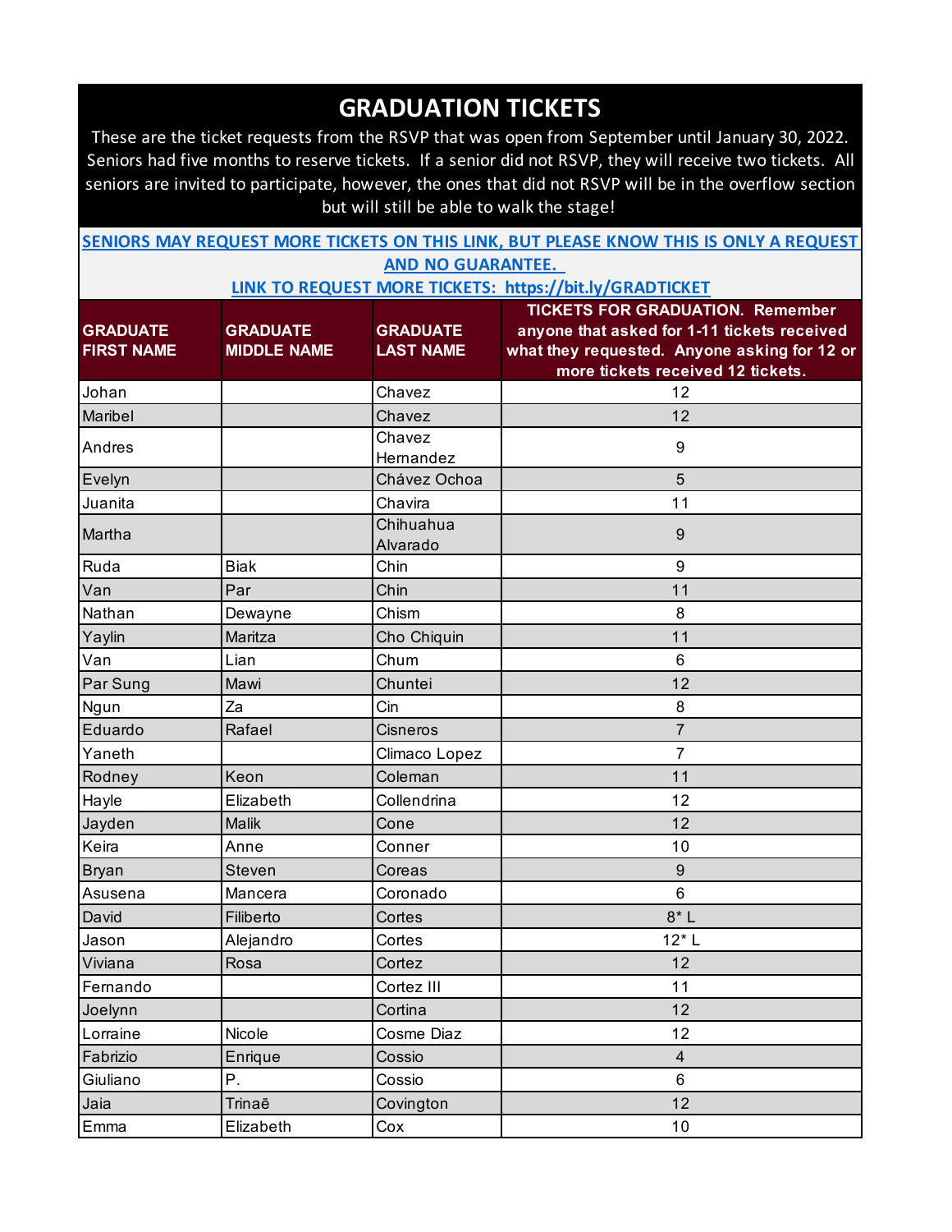# GRADUATION TICKETS

These are the ticket requests from the RSVP that was open from September until January 30, 2022. Seniors had five months to reserve tickets. If a senior did not RSVP, they will receive two tickets. All seniors are invited to participate, however, the ones that did not RSVP will be in the overflow section but will still be able to walk the stage!

**SENIORS MAY REQUEST MORE TICKETS ON THIS LINK, BUT PLEASE KNOW THIS IS ONLY A REQUEST AND NO GUARANTEE.**

**LINK TO REQUEST MORE TICKETS: https://bit.ly/GRADTICKET**

| GRADUATE FIRST NAME | GRADUATE MIDDLE NAME | GRADUATE LAST NAME | TICKETS FOR GRADUATION. Remember anyone that asked for 1-11 tickets received what they requested. Anyone asking for 12 or more tickets received 12 tickets. |
|---|---|---|---|
| Johan | | Chavez | 12 |
| Maribel | | Chavez | 12 |
| Andres | | Chavez Hernandez | 9 |
| Evelyn | | Chávez Ochoa | 5 |
| Juanita | | Chavira | 11 |
| Martha | | Chihuahua Alvarado | 9 |
| Ruda | Biak | Chin | 9 |
| Van | Par | Chin | 11 |
| Nathan | Dewayne | Chism | 8 |
| Yaylin | Maritza | Cho Chiquin | 11 |
| Van | Lian | Chum | 6 |
| Par Sung | Mawi | Chuntei | 12 |
| Ngun | Za | Cin | 8 |
| Eduardo | Rafael | Cisneros | 7 |
| Yaneth | | Climaco Lopez | 7 |
| Rodney | Keon | Coleman | 11 |
| Hayle | Elizabeth | Collendrina | 12 |
| Jayden | Malik | Cone | 12 |
| Keira | Anne | Conner | 10 |
| Bryan | Steven | Coreas | 9 |
| Asusena | Mancera | Coronado | 6 |
| David | Filiberto | Cortes | 8* L |
| Jason | Alejandro | Cortes | 12* L |
| Viviana | Rosa | Cortez | 12 |
| Fernando | | Cortez III | 11 |
| Joelynn | | Cortina | 12 |
| Lorraine | Nicole | Cosme Diaz | 12 |
| Fabrizio | Enrique | Cossio | 4 |
| Giuliano | P. | Cossio | 6 |
| Jaia | Trinaē | Covington | 12 |
| Emma | Elizabeth | Cox | 10 |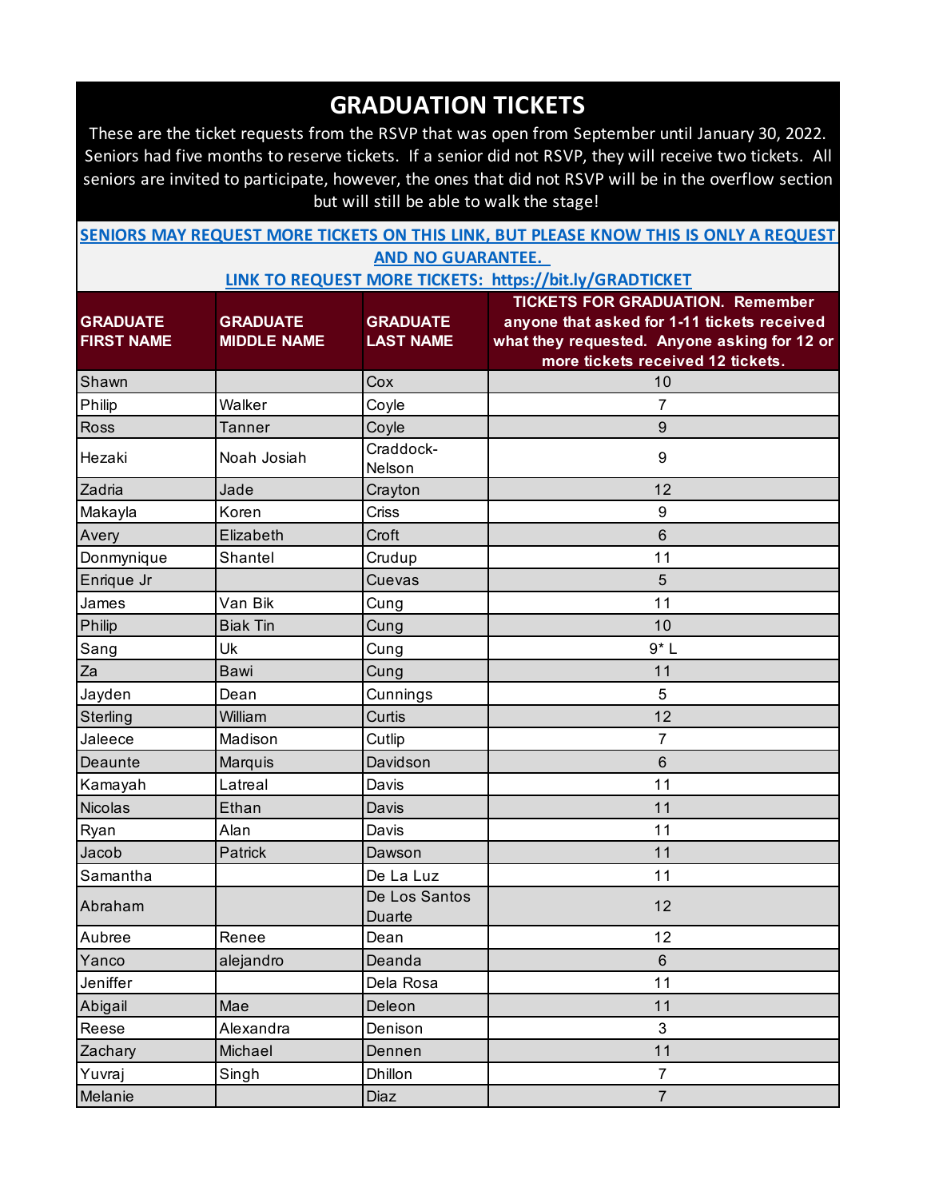# GRADUATION TICKETS

These are the ticket requests from the RSVP that was open from September until January 30, 2022. Seniors had five months to reserve tickets. If a senior did not RSVP, they will receive two tickets. All seniors are invited to participate, however, the ones that did not RSVP will be in the overflow section but will still be able to walk the stage!

**SENIORS MAY REQUEST MORE TICKETS ON THIS LINK, BUT PLEASE KNOW THIS IS ONLY A REQUEST AND NO GUARANTEE.**

**LINK TO REQUEST MORE TICKETS: https://bit.ly/GRADTICKET**

| GRADUATE FIRST NAME | GRADUATE MIDDLE NAME | GRADUATE LAST NAME | TICKETS FOR GRADUATION. Remember anyone that asked for 1-11 tickets received what they requested. Anyone asking for 12 or more tickets received 12 tickets. |
|---|---|---|---|
| Shawn | | Cox | 10 |
| Philip | Walker | Coyle | 7 |
| Ross | Tanner | Coyle | 9 |
| Hezaki | Noah Josiah | Craddock-Nelson | 9 |
| Zadria | Jade | Crayton | 12 |
| Makayla | Koren | Criss | 9 |
| Avery | Elizabeth | Croft | 6 |
| Donmynique | Shantel | Crudup | 11 |
| Enrique Jr | | Cuevas | 5 |
| James | Van Bik | Cung | 11 |
| Philip | Biak Tin | Cung | 10 |
| Sang | Uk | Cung | 9* L |
| Za | Bawi | Cung | 11 |
| Jayden | Dean | Cunnings | 5 |
| Sterling | William | Curtis | 12 |
| Jaleece | Madison | Cutlip | 7 |
| Deaunte | Marquis | Davidson | 6 |
| Kamayah | Latreal | Davis | 11 |
| Nicolas | Ethan | Davis | 11 |
| Ryan | Alan | Davis | 11 |
| Jacob | Patrick | Dawson | 11 |
| Samantha | | De La Luz | 11 |
| Abraham | | De Los Santos Duarte | 12 |
| Aubree | Renee | Dean | 12 |
| Yanco | alejandro | Deanda | 6 |
| Jeniffer | | Dela Rosa | 11 |
| Abigail | Mae | Deleon | 11 |
| Reese | Alexandra | Denison | 3 |
| Zachary | Michael | Dennen | 11 |
| Yuvraj | Singh | Dhillon | 7 |
| Melanie | | Diaz | 7 |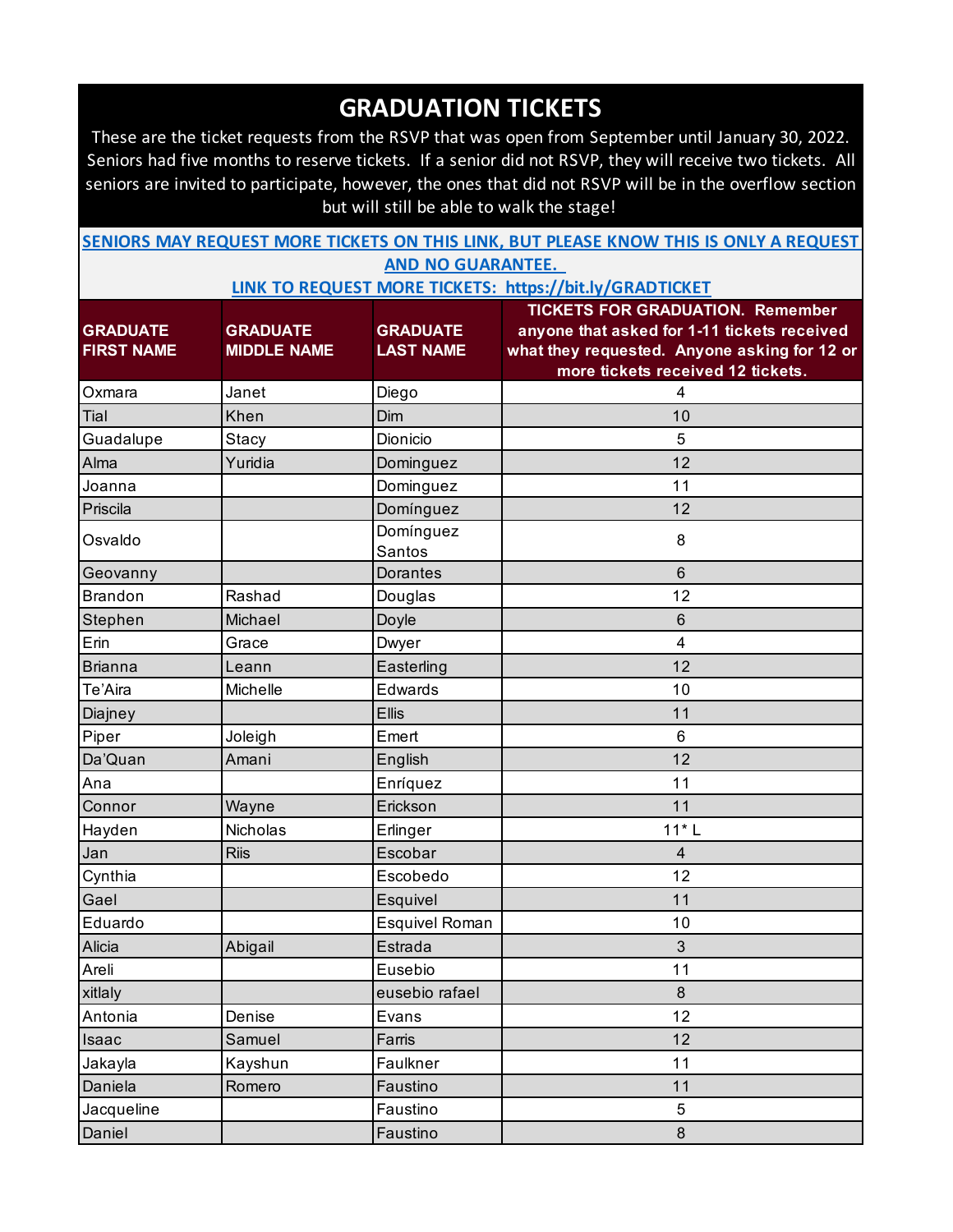# GRADUATION TICKETS

These are the ticket requests from the RSVP that was open from September until January 30, 2022. Seniors had five months to reserve tickets. If a senior did not RSVP, they will receive two tickets. All seniors are invited to participate, however, the ones that did not RSVP will be in the overflow section but will still be able to walk the stage!

**SENIORS MAY REQUEST MORE TICKETS ON THIS LINK, BUT PLEASE KNOW THIS IS ONLY A REQUEST AND NO GUARANTEE.**

**LINK TO REQUEST MORE TICKETS: https://bit.ly/GRADTICKET**

| GRADUATE FIRST NAME | GRADUATE MIDDLE NAME | GRADUATE LAST NAME | TICKETS FOR GRADUATION. Remember anyone that asked for 1-11 tickets received what they requested. Anyone asking for 12 or more tickets received 12 tickets. |
|---|---|---|---|
| Oxmara | Janet | Diego | 4 |
| Tial | Khen | Dim | 10 |
| Guadalupe | Stacy | Dionicio | 5 |
| Alma | Yuridia | Dominguez | 12 |
| Joanna | | Dominguez | 11 |
| Priscila | | Domínguez | 12 |
| Osvaldo | | Domínguez Santos | 8 |
| Geovanny | | Dorantes | 6 |
| Brandon | Rashad | Douglas | 12 |
| Stephen | Michael | Doyle | 6 |
| Erin | Grace | Dwyer | 4 |
| Brianna | Leann | Easterling | 12 |
| Te'Aira | Michelle | Edwards | 10 |
| Diajney | | Ellis | 11 |
| Piper | Joleigh | Emert | 6 |
| Da'Quan | Amani | English | 12 |
| Ana | | Enríquez | 11 |
| Connor | Wayne | Erickson | 11 |
| Hayden | Nicholas | Erlinger | 11* L |
| Jan | Riis | Escobar | 4 |
| Cynthia | | Escobedo | 12 |
| Gael | | Esquivel | 11 |
| Eduardo | | Esquivel Roman | 10 |
| Alicia | Abigail | Estrada | 3 |
| Areli | | Eusebio | 11 |
| xitlaly | | eusebio rafael | 8 |
| Antonia | Denise | Evans | 12 |
| Isaac | Samuel | Farris | 12 |
| Jakayla | Kayshun | Faulkner | 11 |
| Daniela | Romero | Faustino | 11 |
| Jacqueline | | Faustino | 5 |
| Daniel | | Faustino | 8 |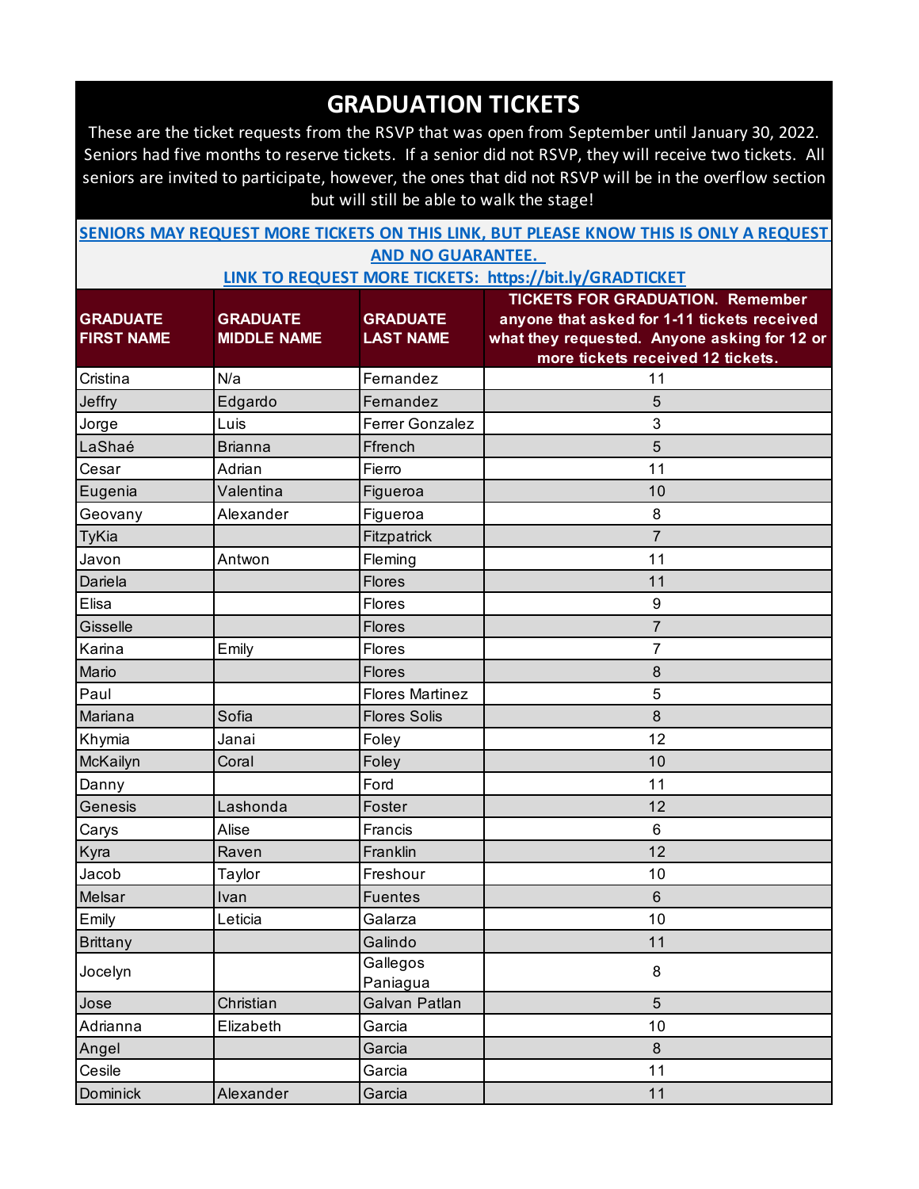# GRADUATION TICKETS

These are the ticket requests from the RSVP that was open from September until January 30, 2022. Seniors had five months to reserve tickets. If a senior did not RSVP, they will receive two tickets. All seniors are invited to participate, however, the ones that did not RSVP will be in the overflow section but will still be able to walk the stage!

**SENIORS MAY REQUEST MORE TICKETS ON THIS LINK, BUT PLEASE KNOW THIS IS ONLY A REQUEST AND NO GUARANTEE.**

**LINK TO REQUEST MORE TICKETS: https://bit.ly/GRADTICKET**

| GRADUATE FIRST NAME | GRADUATE MIDDLE NAME | GRADUATE LAST NAME | TICKETS FOR GRADUATION. Remember anyone that asked for 1-11 tickets received what they requested. Anyone asking for 12 or more tickets received 12 tickets. |
|---|---|---|---|
| Cristina | N/a | Fernandez | 11 |
| Jeffry | Edgardo | Fernandez | 5 |
| Jorge | Luis | Ferrer Gonzalez | 3 |
| LaShaé | Brianna | Ffrench | 5 |
| Cesar | Adrian | Fierro | 11 |
| Eugenia | Valentina | Figueroa | 10 |
| Geovany | Alexander | Figueroa | 8 |
| TyKia | | Fitzpatrick | 7 |
| Javon | Antwon | Fleming | 11 |
| Dariela | | Flores | 11 |
| Elisa | | Flores | 9 |
| Gisselle | | Flores | 7 |
| Karina | Emily | Flores | 7 |
| Mario | | Flores | 8 |
| Paul | | Flores Martinez | 5 |
| Mariana | Sofia | Flores Solis | 8 |
| Khymia | Janai | Foley | 12 |
| McKailyn | Coral | Foley | 10 |
| Danny | | Ford | 11 |
| Genesis | Lashonda | Foster | 12 |
| Carys | Alise | Francis | 6 |
| Kyra | Raven | Franklin | 12 |
| Jacob | Taylor | Freshour | 10 |
| Melsar | Ivan | Fuentes | 6 |
| Emily | Leticia | Galarza | 10 |
| Brittany | | Galindo | 11 |
| Jocelyn | | Gallegos Paniagua | 8 |
| Jose | Christian | Galvan Patlan | 5 |
| Adrianna | Elizabeth | Garcia | 10 |
| Angel | | Garcia | 8 |
| Cesile | | Garcia | 11 |
| Dominick | Alexander | Garcia | 11 |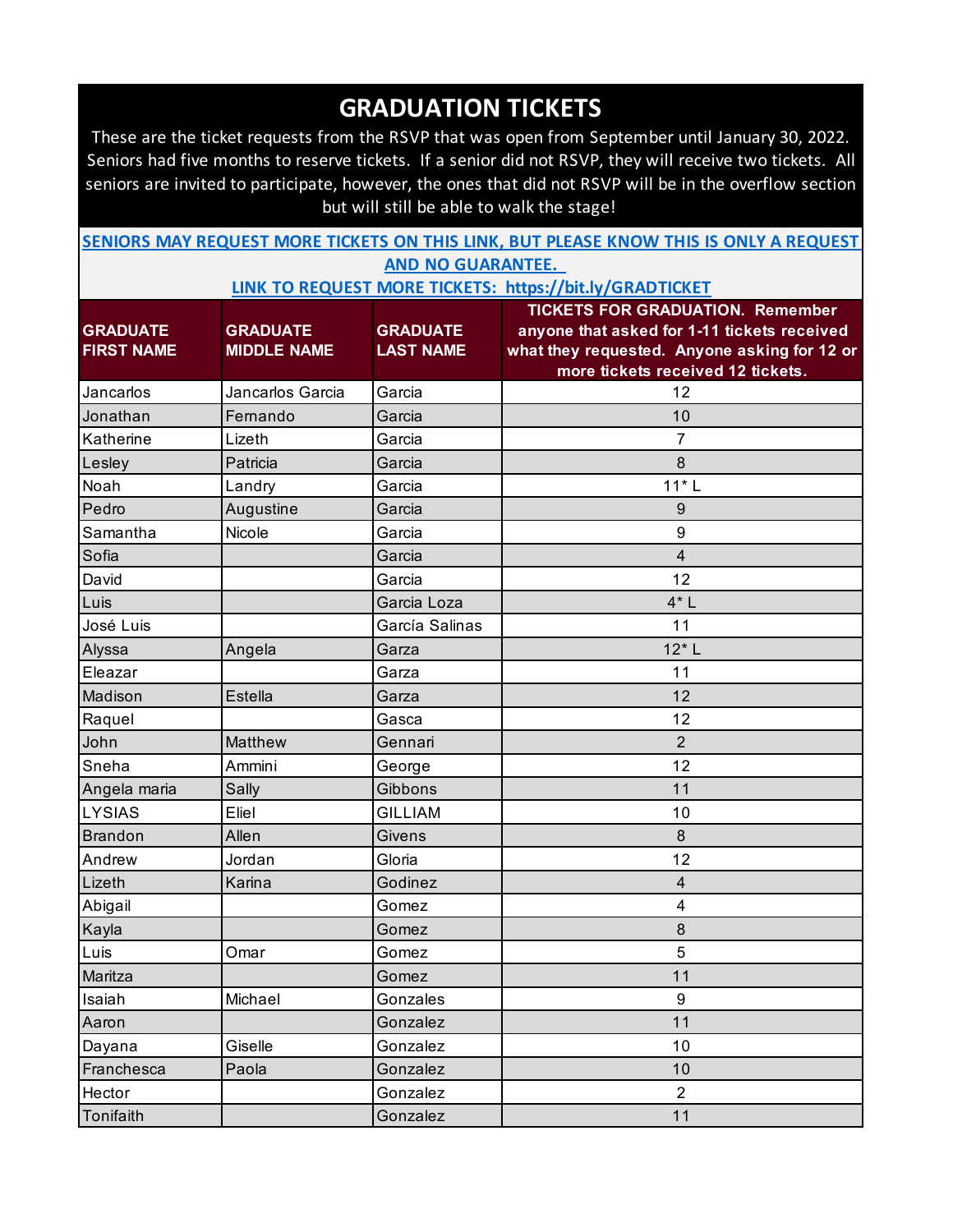# GRADUATION TICKETS

These are the ticket requests from the RSVP that was open from September until January 30, 2022. Seniors had five months to reserve tickets. If a senior did not RSVP, they will receive two tickets. All seniors are invited to participate, however, the ones that did not RSVP will be in the overflow section but will still be able to walk the stage!

**SENIORS MAY REQUEST MORE TICKETS ON THIS LINK, BUT PLEASE KNOW THIS IS ONLY A REQUEST AND NO GUARANTEE.**

**LINK TO REQUEST MORE TICKETS: https://bit.ly/GRADTICKET**

| GRADUATE FIRST NAME | GRADUATE MIDDLE NAME | GRADUATE LAST NAME | TICKETS FOR GRADUATION. Remember anyone that asked for 1-11 tickets received what they requested. Anyone asking for 12 or more tickets received 12 tickets. |
|---|---|---|---|
| Jancarlos | Jancarlos Garcia | Garcia | 12 |
| Jonathan | Fernando | Garcia | 10 |
| Katherine | Lizeth | Garcia | 7 |
| Lesley | Patricia | Garcia | 8 |
| Noah | Landry | Garcia | 11* L |
| Pedro | Augustine | Garcia | 9 |
| Samantha | Nicole | Garcia | 9 |
| Sofia | | Garcia | 4 |
| David | | Garcia | 12 |
| Luis | | Garcia Loza | 4* L |
| José Luis | | García Salinas | 11 |
| Alyssa | Angela | Garza | 12* L |
| Eleazar | | Garza | 11 |
| Madison | Estella | Garza | 12 |
| Raquel | | Gasca | 12 |
| John | Matthew | Gennari | 2 |
| Sneha | Ammini | George | 12 |
| Angela maria | Sally | Gibbons | 11 |
| LYSIAS | Eliel | GILLIAM | 10 |
| Brandon | Allen | Givens | 8 |
| Andrew | Jordan | Gloria | 12 |
| Lizeth | Karina | Godinez | 4 |
| Abigail | | Gomez | 4 |
| Kayla | | Gomez | 8 |
| Luis | Omar | Gomez | 5 |
| Maritza | | Gomez | 11 |
| Isaiah | Michael | Gonzales | 9 |
| Aaron | | Gonzalez | 11 |
| Dayana | Giselle | Gonzalez | 10 |
| Franchesca | Paola | Gonzalez | 10 |
| Hector | | Gonzalez | 2 |
| Tonifaith | | Gonzalez | 11 |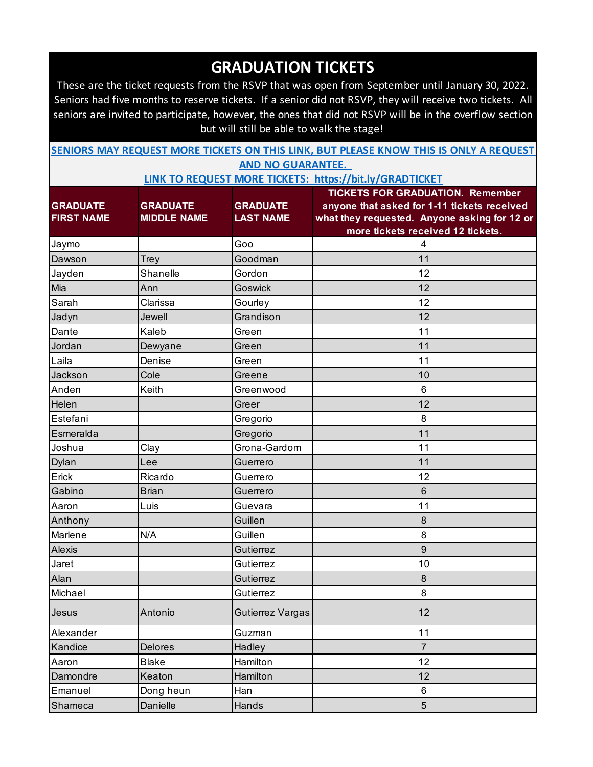# GRADUATION TICKETS

These are the ticket requests from the RSVP that was open from September until January 30, 2022. Seniors had five months to reserve tickets. If a senior did not RSVP, they will receive two tickets. All seniors are invited to participate, however, the ones that did not RSVP will be in the overflow section but will still be able to walk the stage!

**SENIORS MAY REQUEST MORE TICKETS ON THIS LINK, BUT PLEASE KNOW THIS IS ONLY A REQUEST AND NO GUARANTEE.**

**LINK TO REQUEST MORE TICKETS: https://bit.ly/GRADTICKET**

| GRADUATE FIRST NAME | GRADUATE MIDDLE NAME | GRADUATE LAST NAME | TICKETS FOR GRADUATION. Remember anyone that asked for 1-11 tickets received what they requested. Anyone asking for 12 or more tickets received 12 tickets. |
|---|---|---|---|
| Jaymo | | Goo | 4 |
| Dawson | Trey | Goodman | 11 |
| Jayden | Shanelle | Gordon | 12 |
| Mia | Ann | Goswick | 12 |
| Sarah | Clarissa | Gourley | 12 |
| Jadyn | Jewell | Grandison | 12 |
| Dante | Kaleb | Green | 11 |
| Jordan | Dewyane | Green | 11 |
| Laila | Denise | Green | 11 |
| Jackson | Cole | Greene | 10 |
| Anden | Keith | Greenwood | 6 |
| Helen | | Greer | 12 |
| Estefani | | Gregorio | 8 |
| Esmeralda | | Gregorio | 11 |
| Joshua | Clay | Grona-Gardom | 11 |
| Dylan | Lee | Guerrero | 11 |
| Erick | Ricardo | Guerrero | 12 |
| Gabino | Brian | Guerrero | 6 |
| Aaron | Luis | Guevara | 11 |
| Anthony | | Guillen | 8 |
| Marlene | N/A | Guillen | 8 |
| Alexis | | Gutierrez | 9 |
| Jaret | | Gutierrez | 10 |
| Alan | | Gutierrez | 8 |
| Michael | | Gutierrez | 8 |
| Jesus | Antonio | Gutierrez Vargas | 12 |
| Alexander | | Guzman | 11 |
| Kandice | Delores | Hadley | 7 |
| Aaron | Blake | Hamilton | 12 |
| Damondre | Keaton | Hamilton | 12 |
| Emanuel | Dong heun | Han | 6 |
| Shameca | Danielle | Hands | 5 |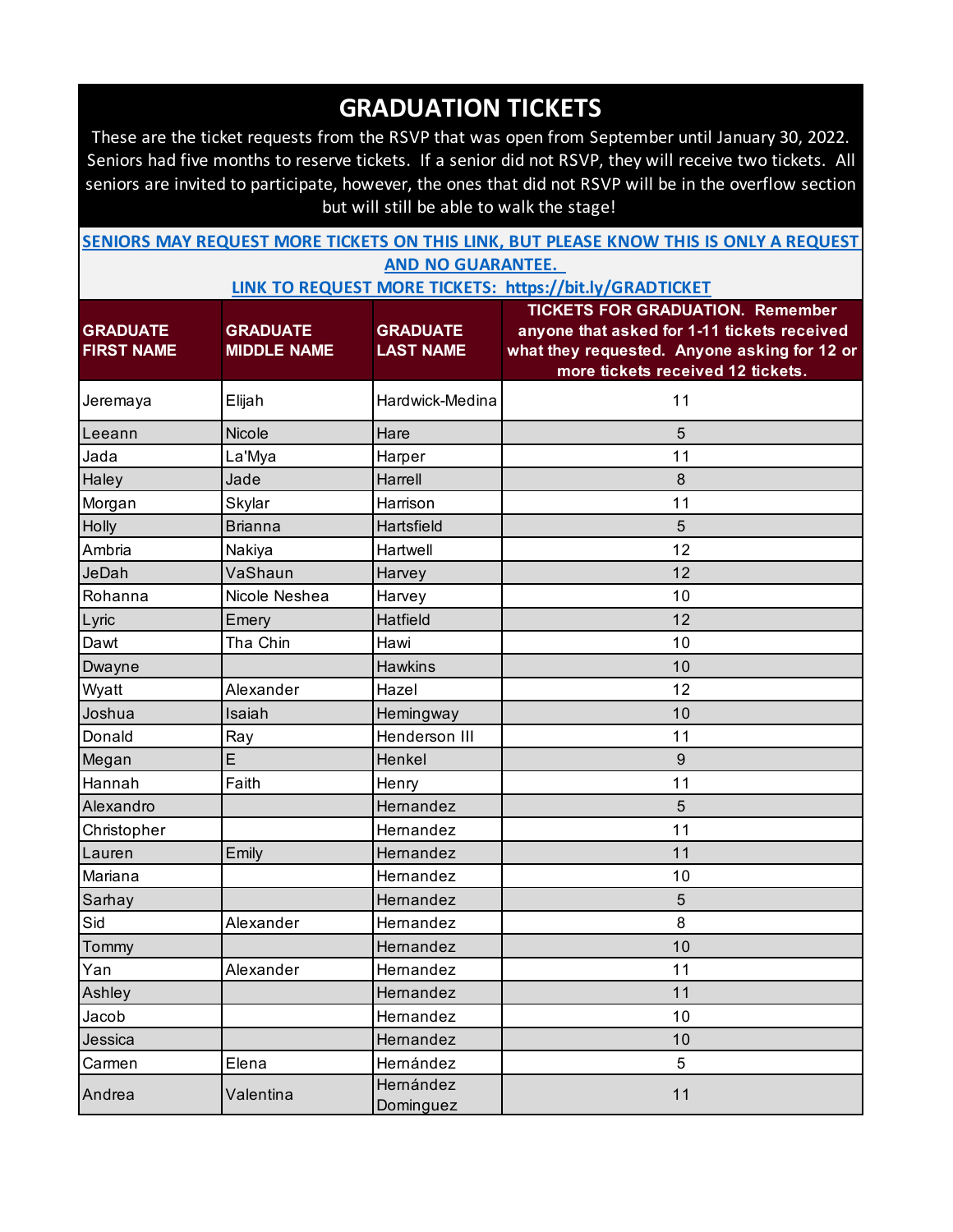# GRADUATION TICKETS

These are the ticket requests from the RSVP that was open from September until January 30, 2022. Seniors had five months to reserve tickets. If a senior did not RSVP, they will receive two tickets. All seniors are invited to participate, however, the ones that did not RSVP will be in the overflow section but will still be able to walk the stage!

**SENIORS MAY REQUEST MORE TICKETS ON THIS LINK, BUT PLEASE KNOW THIS IS ONLY A REQUEST AND NO GUARANTEE.**

**LINK TO REQUEST MORE TICKETS: https://bit.ly/GRADTICKET**

| GRADUATE FIRST NAME | GRADUATE MIDDLE NAME | GRADUATE LAST NAME | TICKETS FOR GRADUATION. Remember anyone that asked for 1-11 tickets received what they requested. Anyone asking for 12 or more tickets received 12 tickets. |
|---|---|---|---|
| Jeremaya | Elijah | Hardwick-Medina | 11 |
| Leeann | Nicole | Hare | 5 |
| Jada | La'Mya | Harper | 11 |
| Haley | Jade | Harrell | 8 |
| Morgan | Skylar | Harrison | 11 |
| Holly | Brianna | Hartsfield | 5 |
| Ambria | Nakiya | Hartwell | 12 |
| JeDah | VaShaun | Harvey | 12 |
| Rohanna | Nicole Neshea | Harvey | 10 |
| Lyric | Emery | Hatfield | 12 |
| Dawt | Tha Chin | Hawi | 10 |
| Dwayne | | Hawkins | 10 |
| Wyatt | Alexander | Hazel | 12 |
| Joshua | Isaiah | Hemingway | 10 |
| Donald | Ray | Henderson III | 11 |
| Megan | E | Henkel | 9 |
| Hannah | Faith | Henry | 11 |
| Alexandro | | Hernandez | 5 |
| Christopher | | Hernandez | 11 |
| Lauren | Emily | Hernandez | 11 |
| Mariana | | Hernandez | 10 |
| Sarhay | | Hernandez | 5 |
| Sid | Alexander | Hernandez | 8 |
| Tommy | | Hernandez | 10 |
| Yan | Alexander | Hernandez | 11 |
| Ashley | | Hernandez | 11 |
| Jacob | | Hernandez | 10 |
| Jessica | | Hernandez | 10 |
| Carmen | Elena | Hernández | 5 |
| Andrea | Valentina | Hernández Dominguez | 11 |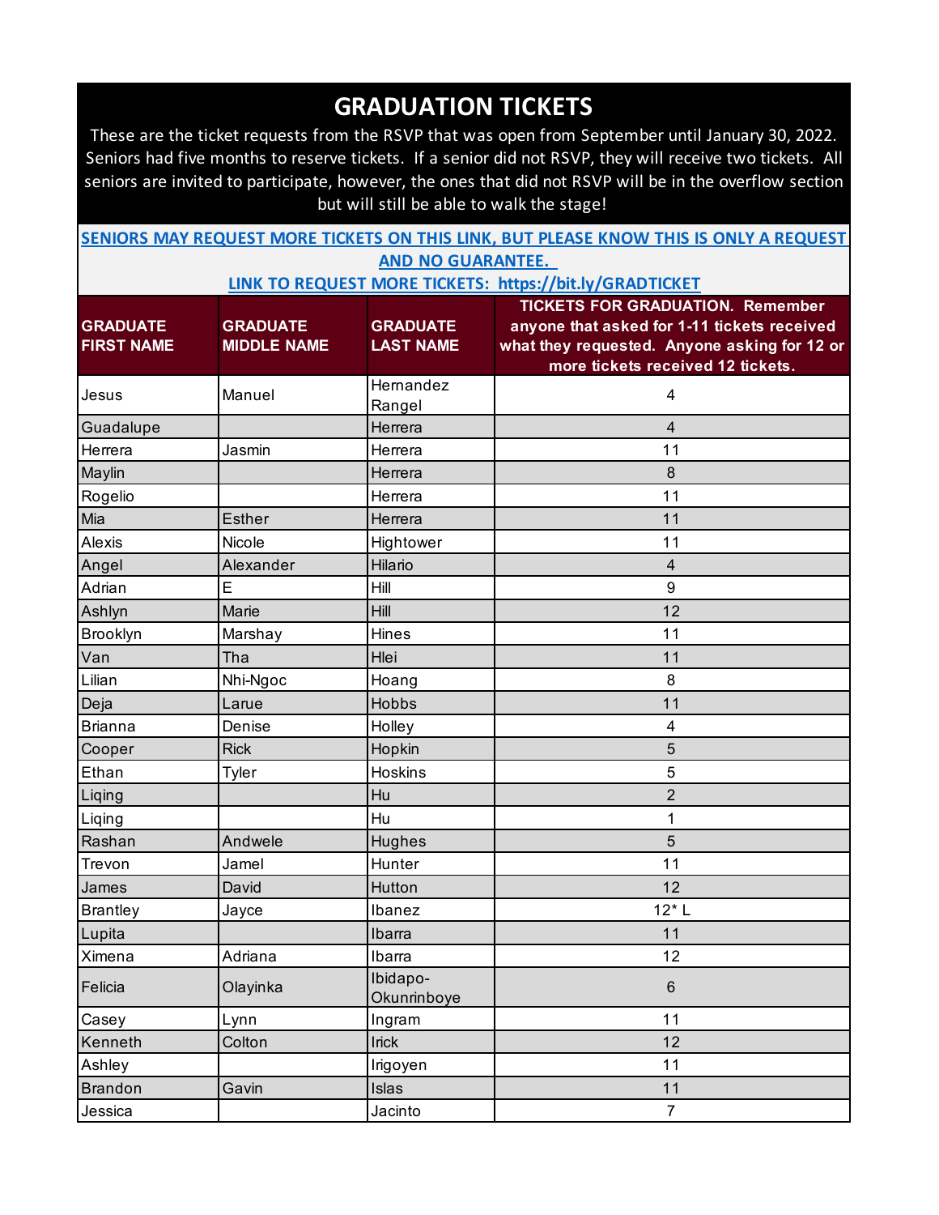# GRADUATION TICKETS

These are the ticket requests from the RSVP that was open from September until January 30, 2022. Seniors had five months to reserve tickets. If a senior did not RSVP, they will receive two tickets. All seniors are invited to participate, however, the ones that did not RSVP will be in the overflow section but will still be able to walk the stage!

**SENIORS MAY REQUEST MORE TICKETS ON THIS LINK, BUT PLEASE KNOW THIS IS ONLY A REQUEST AND NO GUARANTEE.**

**LINK TO REQUEST MORE TICKETS: https://bit.ly/GRADTICKET**

| GRADUATE FIRST NAME | GRADUATE MIDDLE NAME | GRADUATE LAST NAME | TICKETS FOR GRADUATION. Remember anyone that asked for 1-11 tickets received what they requested. Anyone asking for 12 or more tickets received 12 tickets. |
|---|---|---|---|
| Jesus | Manuel | Hernandez Rangel | 4 |
| Guadalupe | | Herrera | 4 |
| Herrera | Jasmin | Herrera | 11 |
| Maylin | | Herrera | 8 |
| Rogelio | | Herrera | 11 |
| Mia | Esther | Herrera | 11 |
| Alexis | Nicole | Hightower | 11 |
| Angel | Alexander | Hilario | 4 |
| Adrian | E | Hill | 9 |
| Ashlyn | Marie | Hill | 12 |
| Brooklyn | Marshay | Hines | 11 |
| Van | Tha | Hlei | 11 |
| Lilian | Nhi-Ngoc | Hoang | 8 |
| Deja | Larue | Hobbs | 11 |
| Brianna | Denise | Holley | 4 |
| Cooper | Rick | Hopkin | 5 |
| Ethan | Tyler | Hoskins | 5 |
| Liqing | | Hu | 2 |
| Liqing | | Hu | 1 |
| Rashan | Andwele | Hughes | 5 |
| Trevon | Jamel | Hunter | 11 |
| James | David | Hutton | 12 |
| Brantley | Jayce | Ibanez | 12* L |
| Lupita | | Ibarra | 11 |
| Ximena | Adriana | Ibarra | 12 |
| Felicia | Olayinka | Ibidapo-Okunrinboye | 6 |
| Casey | Lynn | Ingram | 11 |
| Kenneth | Colton | Irick | 12 |
| Ashley | | Irigoyen | 11 |
| Brandon | Gavin | Islas | 11 |
| Jessica | | Jacinto | 7 |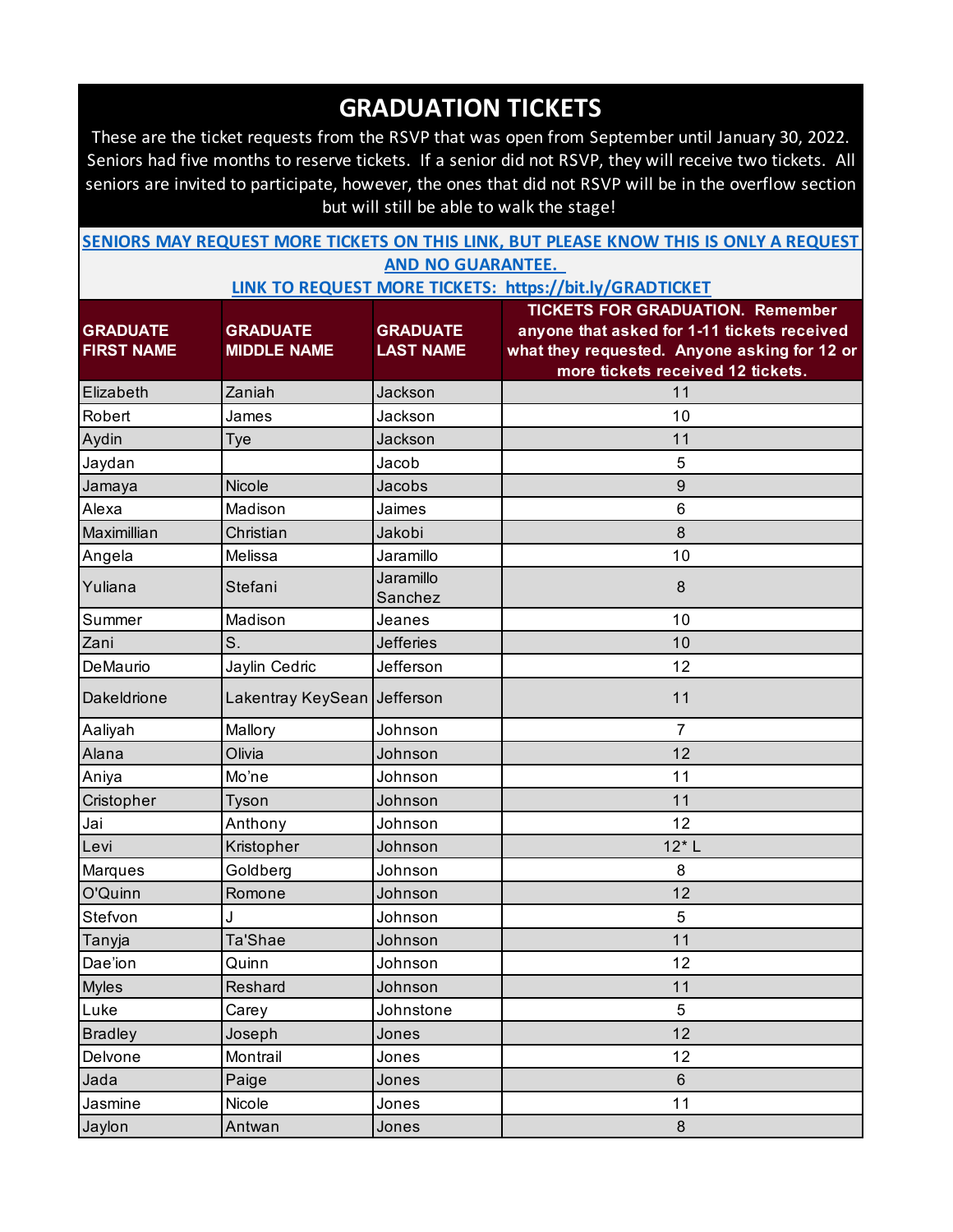# GRADUATION TICKETS

These are the ticket requests from the RSVP that was open from September until January 30, 2022. Seniors had five months to reserve tickets. If a senior did not RSVP, they will receive two tickets. All seniors are invited to participate, however, the ones that did not RSVP will be in the overflow section but will still be able to walk the stage!

**SENIORS MAY REQUEST MORE TICKETS ON THIS LINK, BUT PLEASE KNOW THIS IS ONLY A REQUEST AND NO GUARANTEE.**

**LINK TO REQUEST MORE TICKETS: https://bit.ly/GRADTICKET**

| GRADUATE FIRST NAME | GRADUATE MIDDLE NAME | GRADUATE LAST NAME | TICKETS FOR GRADUATION. Remember anyone that asked for 1-11 tickets received what they requested. Anyone asking for 12 or more tickets received 12 tickets. |
|---|---|---|---|
| Elizabeth | Zaniah | Jackson | 11 |
| Robert | James | Jackson | 10 |
| Aydin | Tye | Jackson | 11 |
| Jaydan | | Jacob | 5 |
| Jamaya | Nicole | Jacobs | 9 |
| Alexa | Madison | Jaimes | 6 |
| Maximillian | Christian | Jakobi | 8 |
| Angela | Melissa | Jaramillo | 10 |
| Yuliana | Stefani | Jaramillo Sanchez | 8 |
| Summer | Madison | Jeanes | 10 |
| Zani | S. | Jefferies | 10 |
| DeMaurio | Jaylin Cedric | Jefferson | 12 |
| Dakeldrione | Lakentray KeySean | Jefferson | 11 |
| Aaliyah | Mallory | Johnson | 7 |
| Alana | Olivia | Johnson | 12 |
| Aniya | Mo’ne | Johnson | 11 |
| Cristopher | Tyson | Johnson | 11 |
| Jai | Anthony | Johnson | 12 |
| Levi | Kristopher | Johnson | 12* L |
| Marques | Goldberg | Johnson | 8 |
| O'Quinn | Romone | Johnson | 12 |
| Stefvon | J | Johnson | 5 |
| Tanyja | Ta'Shae | Johnson | 11 |
| Dae’ion | Quinn | Johnson | 12 |
| Myles | Reshard | Johnson | 11 |
| Luke | Carey | Johnstone | 5 |
| Bradley | Joseph | Jones | 12 |
| Delvone | Montrail | Jones | 12 |
| Jada | Paige | Jones | 6 |
| Jasmine | Nicole | Jones | 11 |
| Jaylon | Antwan | Jones | 8 |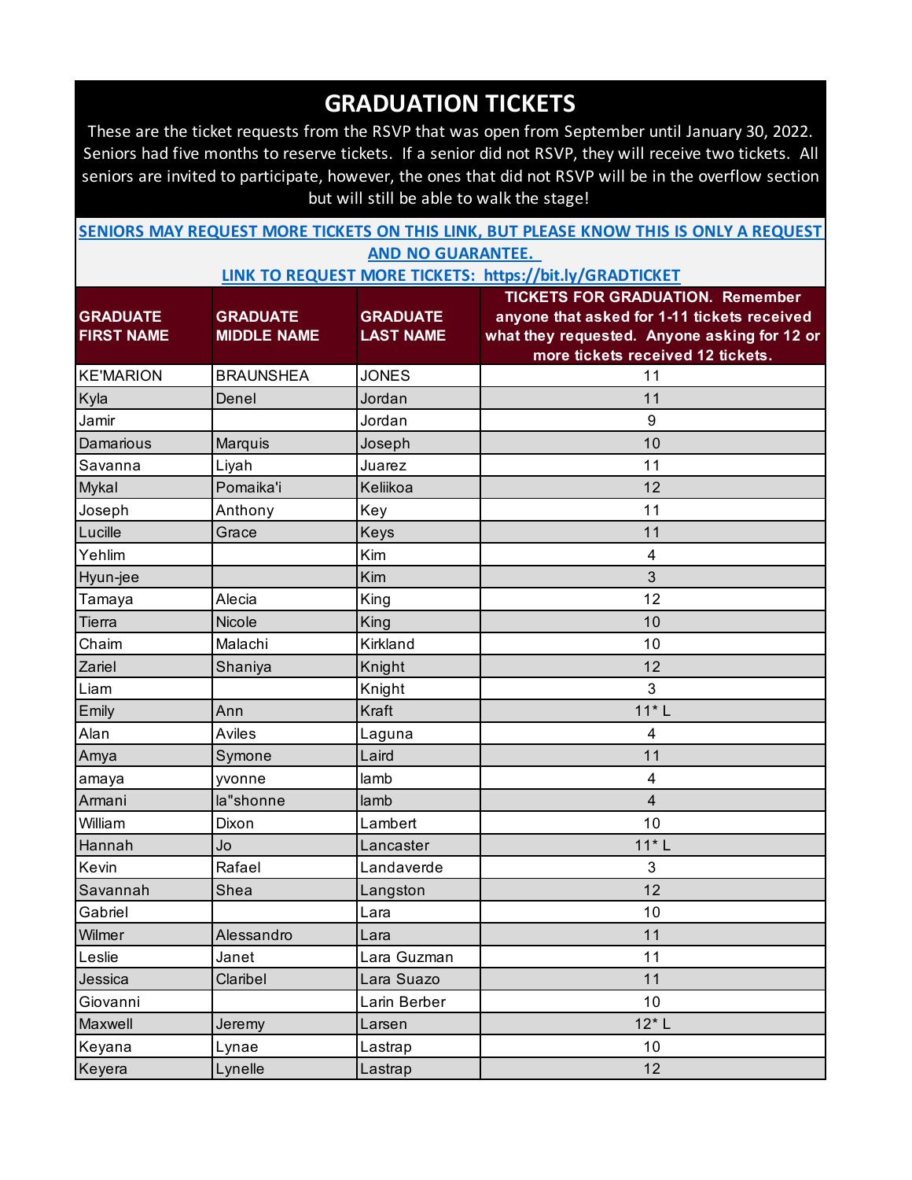# GRADUATION TICKETS

These are the ticket requests from the RSVP that was open from September until January 30, 2022. Seniors had five months to reserve tickets. If a senior did not RSVP, they will receive two tickets. All seniors are invited to participate, however, the ones that did not RSVP will be in the overflow section but will still be able to walk the stage!

**SENIORS MAY REQUEST MORE TICKETS ON THIS LINK, BUT PLEASE KNOW THIS IS ONLY A REQUEST AND NO GUARANTEE.**

**LINK TO REQUEST MORE TICKETS: https://bit.ly/GRADTICKET**

| GRADUATE FIRST NAME | GRADUATE MIDDLE NAME | GRADUATE LAST NAME | TICKETS FOR GRADUATION. Remember anyone that asked for 1-11 tickets received what they requested. Anyone asking for 12 or more tickets received 12 tickets. |
|---|---|---|---|
| KE'MARION | BRAUNSHEA | JONES | 11 |
| Kyla | Denel | Jordan | 11 |
| Jamir | | Jordan | 9 |
| Damarious | Marquis | Joseph | 10 |
| Savanna | Liyah | Juarez | 11 |
| Mykal | Pomaika'i | Keliikoa | 12 |
| Joseph | Anthony | Key | 11 |
| Lucille | Grace | Keys | 11 |
| Yehlim | | Kim | 4 |
| Hyun-jee | | Kim | 3 |
| Tamaya | Alecia | King | 12 |
| Tierra | Nicole | King | 10 |
| Chaim | Malachi | Kirkland | 10 |
| Zariel | Shaniya | Knight | 12 |
| Liam | | Knight | 3 |
| Emily | Ann | Kraft | 11* L |
| Alan | Aviles | Laguna | 4 |
| Amya | Symone | Laird | 11 |
| amaya | yvonne | lamb | 4 |
| Armani | la"shonne | lamb | 4 |
| William | Dixon | Lambert | 10 |
| Hannah | Jo | Lancaster | 11* L |
| Kevin | Rafael | Landaverde | 3 |
| Savannah | Shea | Langston | 12 |
| Gabriel | | Lara | 10 |
| Wilmer | Alessandro | Lara | 11 |
| Leslie | Janet | Lara Guzman | 11 |
| Jessica | Claribel | Lara Suazo | 11 |
| Giovanni | | Larin Berber | 10 |
| Maxwell | Jeremy | Larsen | 12* L |
| Keyana | Lynae | Lastrap | 10 |
| Keyera | Lynelle | Lastrap | 12 |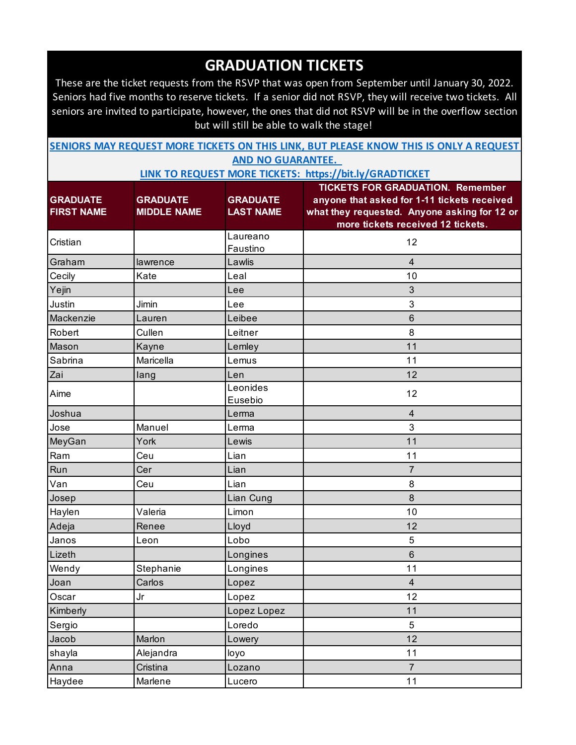# GRADUATION TICKETS

These are the ticket requests from the RSVP that was open from September until January 30, 2022. Seniors had five months to reserve tickets. If a senior did not RSVP, they will receive two tickets. All seniors are invited to participate, however, the ones that did not RSVP will be in the overflow section but will still be able to walk the stage!

**SENIORS MAY REQUEST MORE TICKETS ON THIS LINK, BUT PLEASE KNOW THIS IS ONLY A REQUEST AND NO GUARANTEE.**

**LINK TO REQUEST MORE TICKETS: https://bit.ly/GRADTICKET**

| GRADUATE FIRST NAME | GRADUATE MIDDLE NAME | GRADUATE LAST NAME | TICKETS FOR GRADUATION. Remember anyone that asked for 1-11 tickets received what they requested. Anyone asking for 12 or more tickets received 12 tickets. |
|---|---|---|---|
| Cristian | | Laureano Faustino | 12 |
| Graham | lawrence | Lawlis | 4 |
| Cecily | Kate | Leal | 10 |
| Yejin | | Lee | 3 |
| Justin | Jimin | Lee | 3 |
| Mackenzie | Lauren | Leibee | 6 |
| Robert | Cullen | Leitner | 8 |
| Mason | Kayne | Lemley | 11 |
| Sabrina | Maricella | Lemus | 11 |
| Zai | lang | Len | 12 |
| Aime | | Leonides Eusebio | 12 |
| Joshua | | Lerma | 4 |
| Jose | Manuel | Lerma | 3 |
| MeyGan | York | Lewis | 11 |
| Ram | Ceu | Lian | 11 |
| Run | Cer | Lian | 7 |
| Van | Ceu | Lian | 8 |
| Josep | | Lian Cung | 8 |
| Haylen | Valeria | Limon | 10 |
| Adeja | Renee | Lloyd | 12 |
| Janos | Leon | Lobo | 5 |
| Lizeth | | Longines | 6 |
| Wendy | Stephanie | Longines | 11 |
| Joan | Carlos | Lopez | 4 |
| Oscar | Jr | Lopez | 12 |
| Kimberly | | Lopez Lopez | 11 |
| Sergio | | Loredo | 5 |
| Jacob | Marlon | Lowery | 12 |
| shayla | Alejandra | loyo | 11 |
| Anna | Cristina | Lozano | 7 |
| Haydee | Marlene | Lucero | 11 |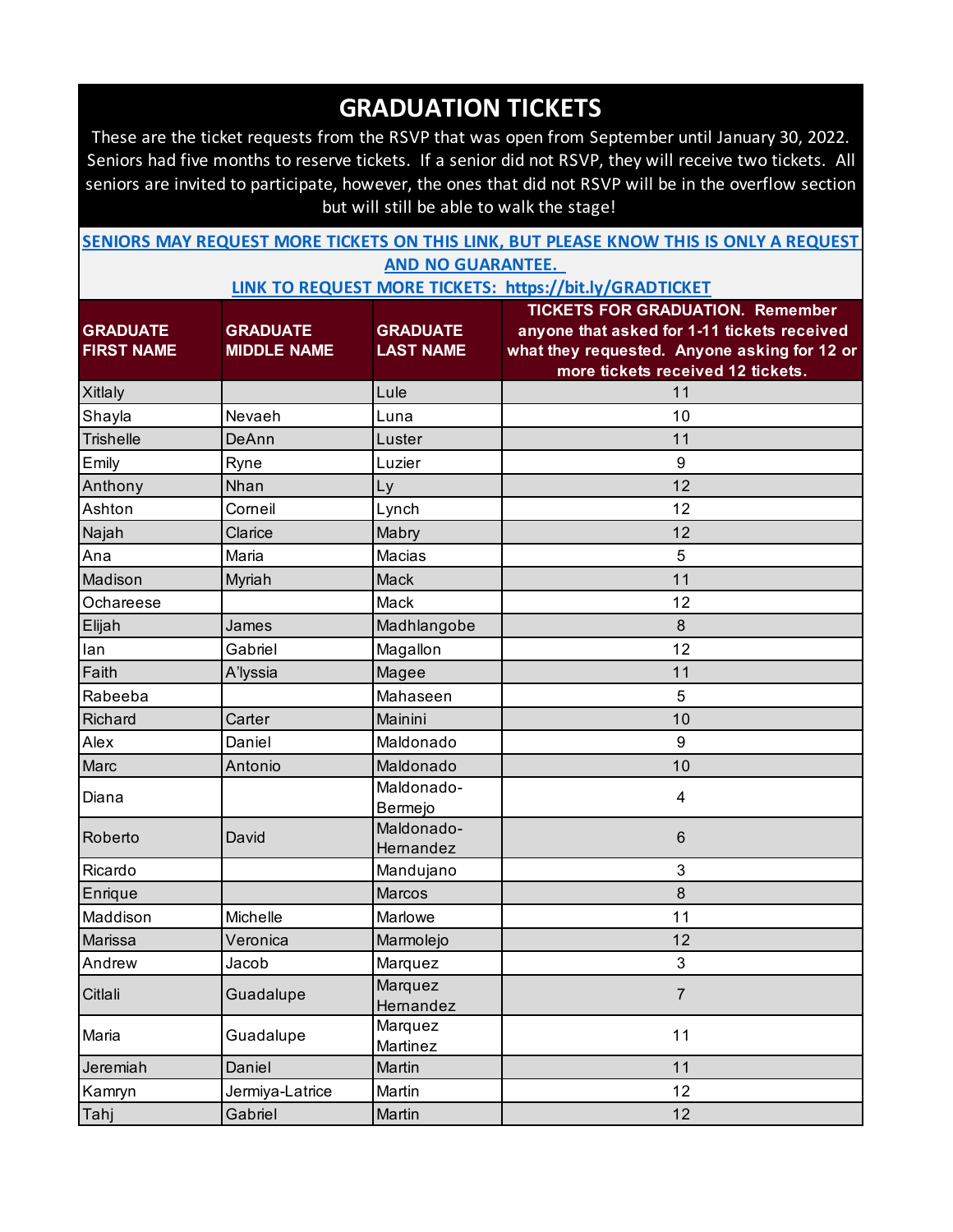# GRADUATION TICKETS

These are the ticket requests from the RSVP that was open from September until January 30, 2022. Seniors had five months to reserve tickets. If a senior did not RSVP, they will receive two tickets. All seniors are invited to participate, however, the ones that did not RSVP will be in the overflow section but will still be able to walk the stage!

**SENIORS MAY REQUEST MORE TICKETS ON THIS LINK, BUT PLEASE KNOW THIS IS ONLY A REQUEST AND NO GUARANTEE.**

**LINK TO REQUEST MORE TICKETS: https://bit.ly/GRADTICKET**

| GRADUATE FIRST NAME | GRADUATE MIDDLE NAME | GRADUATE LAST NAME | TICKETS FOR GRADUATION. Remember anyone that asked for 1-11 tickets received what they requested. Anyone asking for 12 or more tickets received 12 tickets. |
|---|---|---|---|
| Xitlaly | | Lule | 11 |
| Shayla | Nevaeh | Luna | 10 |
| Trishelle | DeAnn | Luster | 11 |
| Emily | Ryne | Luzier | 9 |
| Anthony | Nhan | Ly | 12 |
| Ashton | Corneil | Lynch | 12 |
| Najah | Clarice | Mabry | 12 |
| Ana | Maria | Macias | 5 |
| Madison | Myriah | Mack | 11 |
| Ochareese | | Mack | 12 |
| Elijah | James | Madhlangobe | 8 |
| Ian | Gabriel | Magallon | 12 |
| Faith | A'lyssia | Magee | 11 |
| Rabeeba | | Mahaseen | 5 |
| Richard | Carter | Mainini | 10 |
| Alex | Daniel | Maldonado | 9 |
| Marc | Antonio | Maldonado | 10 |
| Diana | | Maldonado-Bermejo | 4 |
| Roberto | David | Maldonado-Hernandez | 6 |
| Ricardo | | Mandujano | 3 |
| Enrique | | Marcos | 8 |
| Maddison | Michelle | Marlowe | 11 |
| Marissa | Veronica | Marmolejo | 12 |
| Andrew | Jacob | Marquez | 3 |
| Citlali | Guadalupe | Marquez Hernandez | 7 |
| Maria | Guadalupe | Marquez Martinez | 11 |
| Jeremiah | Daniel | Martin | 11 |
| Kamryn | Jermiya-Latrice | Martin | 12 |
| Tahj | Gabriel | Martin | 12 |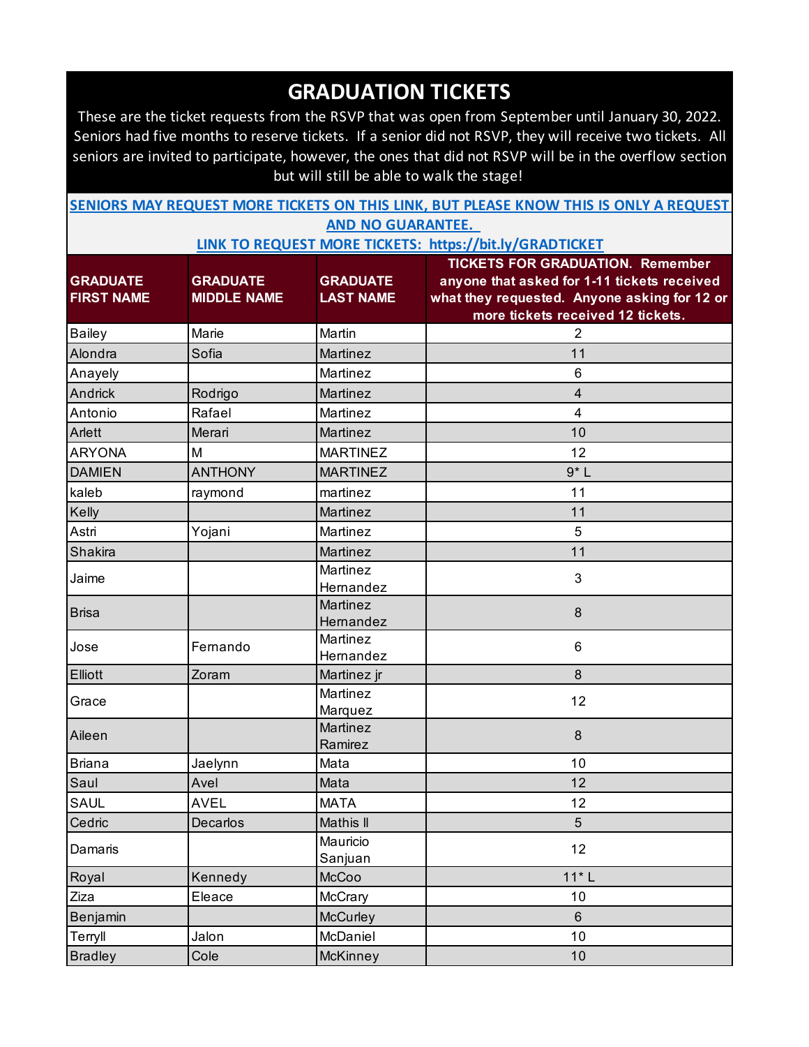# GRADUATION TICKETS

These are the ticket requests from the RSVP that was open from September until January 30, 2022. Seniors had five months to reserve tickets. If a senior did not RSVP, they will receive two tickets. All seniors are invited to participate, however, the ones that did not RSVP will be in the overflow section but will still be able to walk the stage!

**SENIORS MAY REQUEST MORE TICKETS ON THIS LINK, BUT PLEASE KNOW THIS IS ONLY A REQUEST AND NO GUARANTEE.**

**LINK TO REQUEST MORE TICKETS: https://bit.ly/GRADTICKET**

| GRADUATE FIRST NAME | GRADUATE MIDDLE NAME | GRADUATE LAST NAME | TICKETS FOR GRADUATION. Remember anyone that asked for 1-11 tickets received what they requested. Anyone asking for 12 or more tickets received 12 tickets. |
|---|---|---|---|
| Bailey | Marie | Martin | 2 |
| Alondra | Sofia | Martinez | 11 |
| Anayely | | Martinez | 6 |
| Andrick | Rodrigo | Martinez | 4 |
| Antonio | Rafael | Martinez | 4 |
| Arlett | Merari | Martinez | 10 |
| ARYONA | M | MARTINEZ | 12 |
| DAMIEN | ANTHONY | MARTINEZ | 9* L |
| kaleb | raymond | martinez | 11 |
| Kelly | | Martinez | 11 |
| Astri | Yojani | Martinez | 5 |
| Shakira | | Martinez | 11 |
| Jaime | | Martinez Hernandez | 3 |
| Brisa | | Martinez Hernandez | 8 |
| Jose | Fernando | Martinez Hernandez | 6 |
| Elliott | Zoram | Martinez jr | 8 |
| Grace | | Martinez Marquez | 12 |
| Aileen | | Martinez Ramirez | 8 |
| Briana | Jaelynn | Mata | 10 |
| Saul | Avel | Mata | 12 |
| SAUL | AVEL | MATA | 12 |
| Cedric | Decarlos | Mathis ll | 5 |
| Damaris | | Mauricio Sanjuan | 12 |
| Royal | Kennedy | McCoo | 11* L |
| Ziza | Eleace | McCrary | 10 |
| Benjamin | | McCurley | 6 |
| Terryll | Jalon | McDaniel | 10 |
| Bradley | Cole | McKinney | 10 |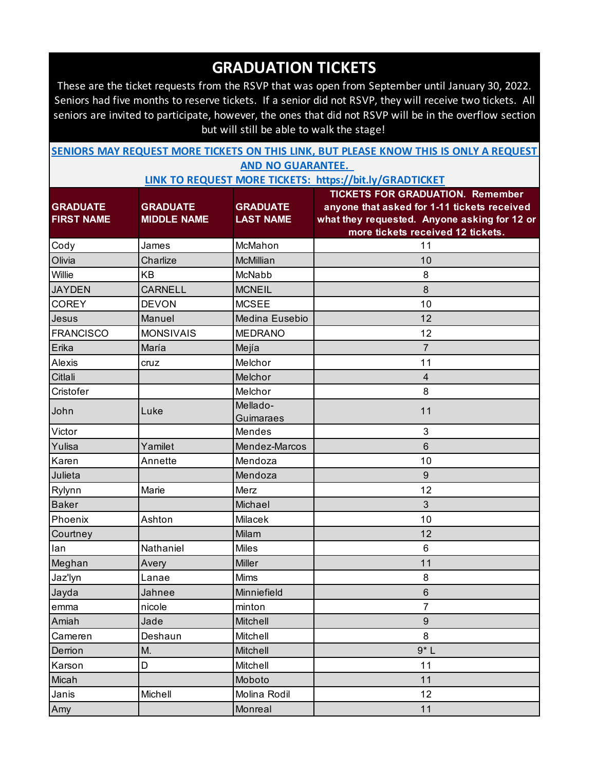# GRADUATION TICKETS

These are the ticket requests from the RSVP that was open from September until January 30, 2022. Seniors had five months to reserve tickets. If a senior did not RSVP, they will receive two tickets. All seniors are invited to participate, however, the ones that did not RSVP will be in the overflow section but will still be able to walk the stage!

**SENIORS MAY REQUEST MORE TICKETS ON THIS LINK, BUT PLEASE KNOW THIS IS ONLY A REQUEST AND NO GUARANTEE.**

**LINK TO REQUEST MORE TICKETS: https://bit.ly/GRADTICKET**

| GRADUATE FIRST NAME | GRADUATE MIDDLE NAME | GRADUATE LAST NAME | TICKETS FOR GRADUATION. Remember anyone that asked for 1-11 tickets received what they requested. Anyone asking for 12 or more tickets received 12 tickets. |
|---|---|---|---|
| Cody | James | McMahon | 11 |
| Olivia | Charlize | McMillian | 10 |
| Willie | KB | McNabb | 8 |
| JAYDEN | CARNELL | MCNEIL | 8 |
| COREY | DEVON | MCSEE | 10 |
| Jesus | Manuel | Medina Eusebio | 12 |
| FRANCISCO | MONSIVAIS | MEDRANO | 12 |
| Erika | María | Mejía | 7 |
| Alexis | cruz | Melchor | 11 |
| Citlali | | Melchor | 4 |
| Cristofer | | Melchor | 8 |
| John | Luke | Mellado-Guimaraes | 11 |
| Victor | | Mendes | 3 |
| Yulisa | Yamilet | Mendez-Marcos | 6 |
| Karen | Annette | Mendoza | 10 |
| Julieta | | Mendoza | 9 |
| Rylynn | Marie | Merz | 12 |
| Baker | | Michael | 3 |
| Phoenix | Ashton | Milacek | 10 |
| Courtney | | Milam | 12 |
| Ian | Nathaniel | Miles | 6 |
| Meghan | Avery | Miller | 11 |
| Jaz'lyn | Lanae | Mims | 8 |
| Jayda | Jahnee | Minniefield | 6 |
| emma | nicole | minton | 7 |
| Amiah | Jade | Mitchell | 9 |
| Cameren | Deshaun | Mitchell | 8 |
| Derrion | M. | Mitchell | 9* L |
| Karson | D | Mitchell | 11 |
| Micah | | Moboto | 11 |
| Janis | Michell | Molina Rodil | 12 |
| Amy | | Monreal | 11 |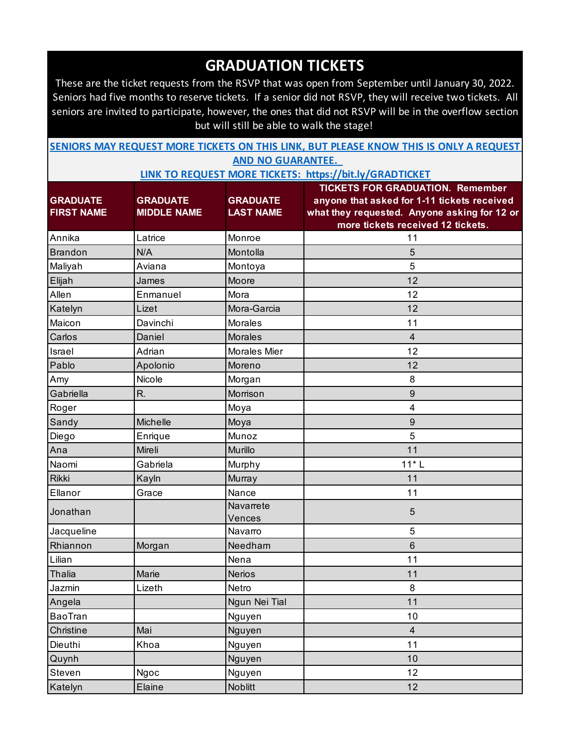# GRADUATION TICKETS

These are the ticket requests from the RSVP that was open from September until January 30, 2022. Seniors had five months to reserve tickets. If a senior did not RSVP, they will receive two tickets. All seniors are invited to participate, however, the ones that did not RSVP will be in the overflow section but will still be able to walk the stage!

**SENIORS MAY REQUEST MORE TICKETS ON THIS LINK, BUT PLEASE KNOW THIS IS ONLY A REQUEST AND NO GUARANTEE.**

**LINK TO REQUEST MORE TICKETS: https://bit.ly/GRADTICKET**

| GRADUATE FIRST NAME | GRADUATE MIDDLE NAME | GRADUATE LAST NAME | TICKETS FOR GRADUATION. Remember anyone that asked for 1-11 tickets received what they requested. Anyone asking for 12 or more tickets received 12 tickets. |
|---|---|---|---|
| Annika | Latrice | Monroe | 11 |
| Brandon | N/A | Montolla | 5 |
| Maliyah | Aviana | Montoya | 5 |
| Elijah | James | Moore | 12 |
| Allen | Enmanuel | Mora | 12 |
| Katelyn | Lizet | Mora-Garcia | 12 |
| Maicon | Davinchi | Morales | 11 |
| Carlos | Daniel | Morales | 4 |
| Israel | Adrian | Morales Mier | 12 |
| Pablo | Apolonio | Moreno | 12 |
| Amy | Nicole | Morgan | 8 |
| Gabriella | R. | Morrison | 9 |
| Roger | | Moya | 4 |
| Sandy | Michelle | Moya | 9 |
| Diego | Enrique | Munoz | 5 |
| Ana | Mireli | Murillo | 11 |
| Naomi | Gabriela | Murphy | 11* L |
| Rikki | Kayln | Murray | 11 |
| Ellanor | Grace | Nance | 11 |
| Jonathan | | Navarrete Vences | 5 |
| Jacqueline | | Navarro | 5 |
| Rhiannon | Morgan | Needham | 6 |
| Lilian | | Nena | 11 |
| Thalia | Marie | Nerios | 11 |
| Jazmin | Lizeth | Netro | 8 |
| Angela | | Ngun Nei Tial | 11 |
| BaoTran | | Nguyen | 10 |
| Christine | Mai | Nguyen | 4 |
| Dieuthi | Khoa | Nguyen | 11 |
| Quynh | | Nguyen | 10 |
| Steven | Ngoc | Nguyen | 12 |
| Katelyn | Elaine | Noblitt | 12 |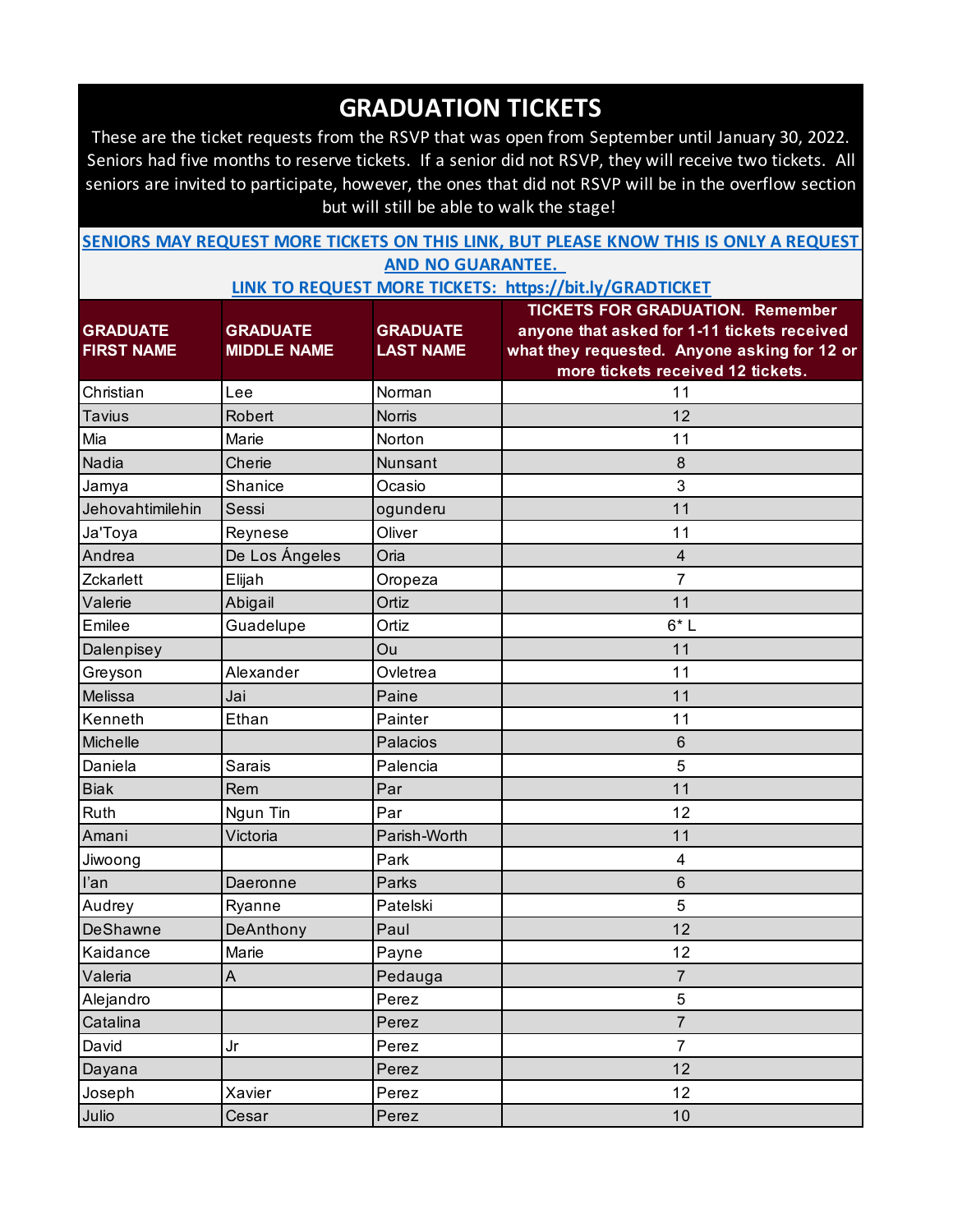# GRADUATION TICKETS

These are the ticket requests from the RSVP that was open from September until January 30, 2022. Seniors had five months to reserve tickets. If a senior did not RSVP, they will receive two tickets. All seniors are invited to participate, however, the ones that did not RSVP will be in the overflow section but will still be able to walk the stage!

**SENIORS MAY REQUEST MORE TICKETS ON THIS LINK, BUT PLEASE KNOW THIS IS ONLY A REQUEST AND NO GUARANTEE.**

**LINK TO REQUEST MORE TICKETS: https://bit.ly/GRADTICKET**

| GRADUATE FIRST NAME | GRADUATE MIDDLE NAME | GRADUATE LAST NAME | TICKETS FOR GRADUATION. Remember anyone that asked for 1-11 tickets received what they requested. Anyone asking for 12 or more tickets received 12 tickets. |
|---|---|---|---|
| Christian | Lee | Norman | 11 |
| Tavius | Robert | Norris | 12 |
| Mia | Marie | Norton | 11 |
| Nadia | Cherie | Nunsant | 8 |
| Jamya | Shanice | Ocasio | 3 |
| Jehovahtimilehin | Sessi | ogunderu | 11 |
| Ja'Toya | Reynese | Oliver | 11 |
| Andrea | De Los Ángeles | Oria | 4 |
| Zckarlett | Elijah | Oropeza | 7 |
| Valerie | Abigail | Ortiz | 11 |
| Emilee | Guadelupe | Ortiz | 6* L |
| Dalenpisey | | Ou | 11 |
| Greyson | Alexander | Ovletrea | 11 |
| Melissa | Jai | Paine | 11 |
| Kenneth | Ethan | Painter | 11 |
| Michelle | | Palacios | 6 |
| Daniela | Sarais | Palencia | 5 |
| Biak | Rem | Par | 11 |
| Ruth | Ngun Tin | Par | 12 |
| Amani | Victoria | Parish-Worth | 11 |
| Jiwoong | | Park | 4 |
| I'an | Daeronne | Parks | 6 |
| Audrey | Ryanne | Patelski | 5 |
| DeShawne | DeAnthony | Paul | 12 |
| Kaidance | Marie | Payne | 12 |
| Valeria | A | Pedauga | 7 |
| Alejandro | | Perez | 5 |
| Catalina | | Perez | 7 |
| David | Jr | Perez | 7 |
| Dayana | | Perez | 12 |
| Joseph | Xavier | Perez | 12 |
| Julio | Cesar | Perez | 10 |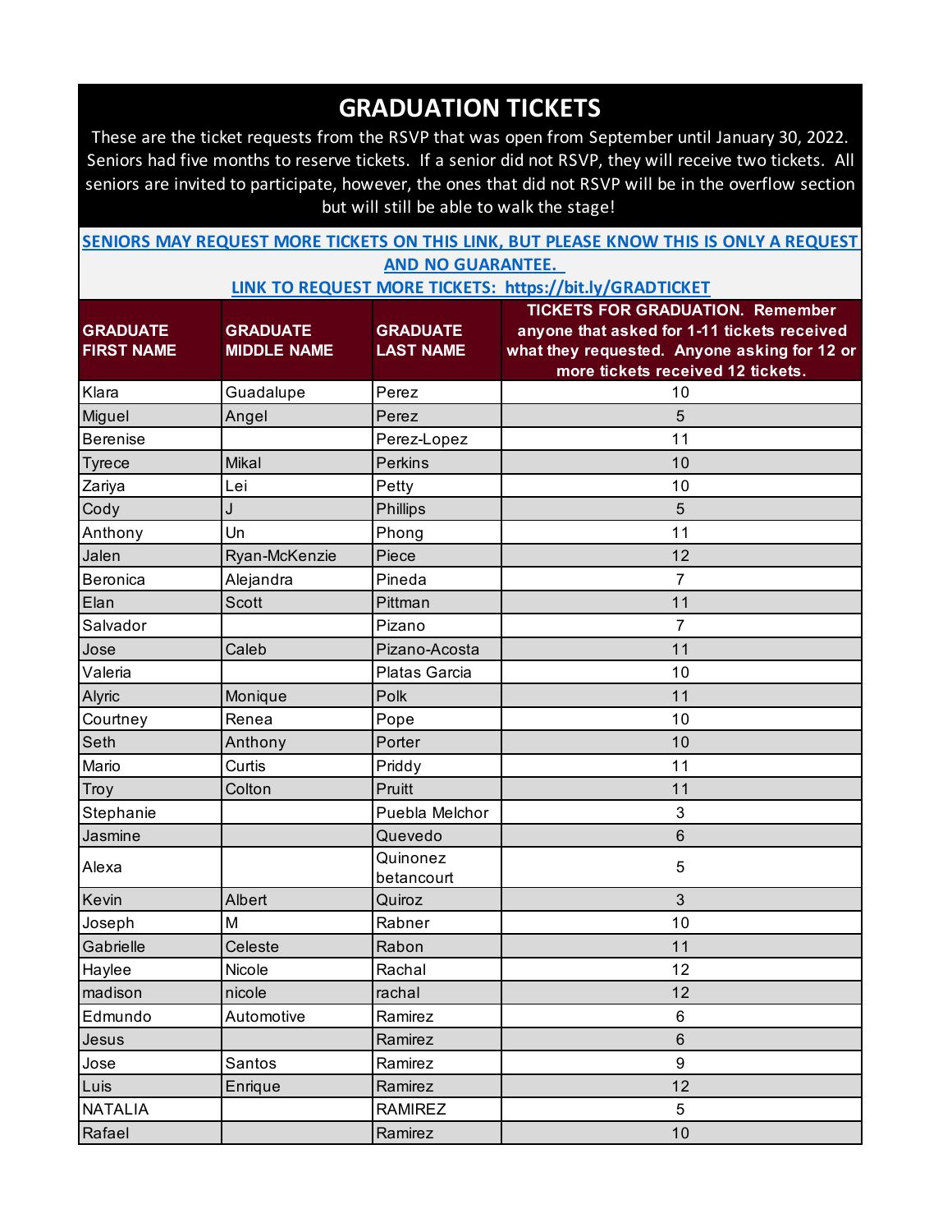# GRADUATION TICKETS

These are the ticket requests from the RSVP that was open from September until January 30, 2022. Seniors had five months to reserve tickets. If a senior did not RSVP, they will receive two tickets. All seniors are invited to participate, however, the ones that did not RSVP will be in the overflow section but will still be able to walk the stage!

**SENIORS MAY REQUEST MORE TICKETS ON THIS LINK, BUT PLEASE KNOW THIS IS ONLY A REQUEST AND NO GUARANTEE.**

**LINK TO REQUEST MORE TICKETS: https://bit.ly/GRADTICKET**

| GRADUATE FIRST NAME | GRADUATE MIDDLE NAME | GRADUATE LAST NAME | TICKETS FOR GRADUATION. Remember anyone that asked for 1-11 tickets received what they requested. Anyone asking for 12 or more tickets received 12 tickets. |
|---|---|---|---|
| Klara | Guadalupe | Perez | 10 |
| Miguel | Angel | Perez | 5 |
| Berenise | | Perez-Lopez | 11 |
| Tyrece | Mikal | Perkins | 10 |
| Zariya | Lei | Petty | 10 |
| Cody | J | Phillips | 5 |
| Anthony | Un | Phong | 11 |
| Jalen | Ryan-McKenzie | Piece | 12 |
| Beronica | Alejandra | Pineda | 7 |
| Elan | Scott | Pittman | 11 |
| Salvador | | Pizano | 7 |
| Jose | Caleb | Pizano-Acosta | 11 |
| Valeria | | Platas Garcia | 10 |
| Alyric | Monique | Polk | 11 |
| Courtney | Renea | Pope | 10 |
| Seth | Anthony | Porter | 10 |
| Mario | Curtis | Priddy | 11 |
| Troy | Colton | Pruitt | 11 |
| Stephanie | | Puebla Melchor | 3 |
| Jasmine | | Quevedo | 6 |
| Alexa | | Quinonez betancourt | 5 |
| Kevin | Albert | Quiroz | 3 |
| Joseph | M | Rabner | 10 |
| Gabrielle | Celeste | Rabon | 11 |
| Haylee | Nicole | Rachal | 12 |
| madison | nicole | rachal | 12 |
| Edmundo | Automotive | Ramirez | 6 |
| Jesus | | Ramirez | 6 |
| Jose | Santos | Ramirez | 9 |
| Luis | Enrique | Ramirez | 12 |
| NATALIA | | RAMIREZ | 5 |
| Rafael | | Ramirez | 10 |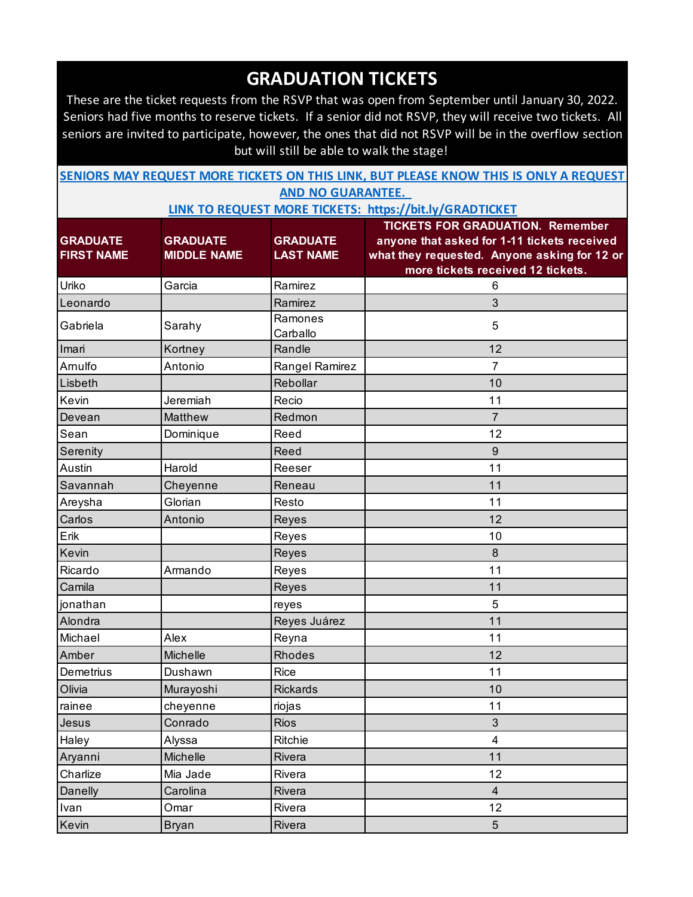# GRADUATION TICKETS

These are the ticket requests from the RSVP that was open from September until January 30, 2022. Seniors had five months to reserve tickets. If a senior did not RSVP, they will receive two tickets. All seniors are invited to participate, however, the ones that did not RSVP will be in the overflow section but will still be able to walk the stage!

**SENIORS MAY REQUEST MORE TICKETS ON THIS LINK, BUT PLEASE KNOW THIS IS ONLY A REQUEST AND NO GUARANTEE.**

**LINK TO REQUEST MORE TICKETS: https://bit.ly/GRADTICKET**

| GRADUATE FIRST NAME | GRADUATE MIDDLE NAME | GRADUATE LAST NAME | TICKETS FOR GRADUATION. Remember anyone that asked for 1-11 tickets received what they requested. Anyone asking for 12 or more tickets received 12 tickets. |
|---|---|---|---|
| Uriko | Garcia | Ramirez | 6 |
| Leonardo | | Ramirez | 3 |
| Gabriela | Sarahy | Ramones Carballo | 5 |
| Imari | Kortney | Randle | 12 |
| Arnulfo | Antonio | Rangel Ramirez | 7 |
| Lisbeth | | Rebollar | 10 |
| Kevin | Jeremiah | Recio | 11 |
| Devean | Matthew | Redmon | 7 |
| Sean | Dominique | Reed | 12 |
| Serenity | | Reed | 9 |
| Austin | Harold | Reeser | 11 |
| Savannah | Cheyenne | Reneau | 11 |
| Areysha | Glorian | Resto | 11 |
| Carlos | Antonio | Reyes | 12 |
| Erik | | Reyes | 10 |
| Kevin | | Reyes | 8 |
| Ricardo | Armando | Reyes | 11 |
| Camila | | Reyes | 11 |
| jonathan | | reyes | 5 |
| Alondra | | Reyes Juárez | 11 |
| Michael | Alex | Reyna | 11 |
| Amber | Michelle | Rhodes | 12 |
| Demetrius | Dushawn | Rice | 11 |
| Olivia | Murayoshi | Rickards | 10 |
| rainee | cheyenne | riojas | 11 |
| Jesus | Conrado | Rios | 3 |
| Haley | Alyssa | Ritchie | 4 |
| Aryanni | Michelle | Rivera | 11 |
| Charlize | Mia Jade | Rivera | 12 |
| Danelly | Carolina | Rivera | 4 |
| Ivan | Omar | Rivera | 12 |
| Kevin | Bryan | Rivera | 5 |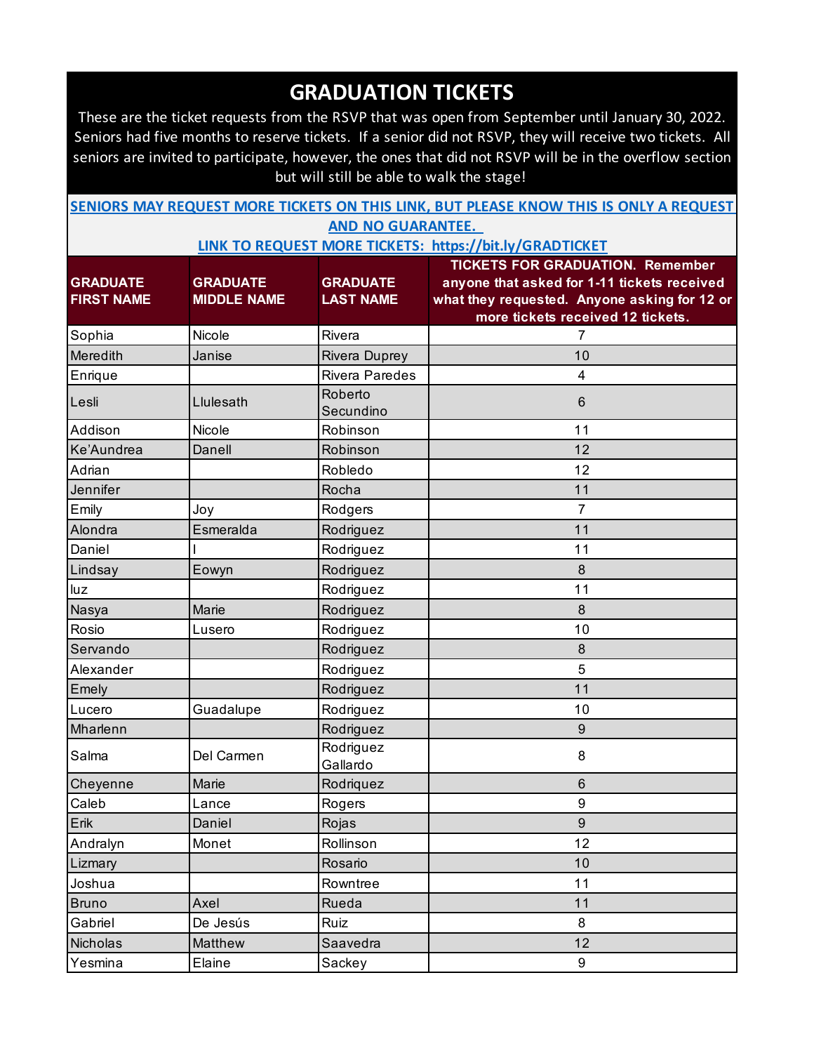# GRADUATION TICKETS

These are the ticket requests from the RSVP that was open from September until January 30, 2022. Seniors had five months to reserve tickets. If a senior did not RSVP, they will receive two tickets. All seniors are invited to participate, however, the ones that did not RSVP will be in the overflow section but will still be able to walk the stage!

**SENIORS MAY REQUEST MORE TICKETS ON THIS LINK, BUT PLEASE KNOW THIS IS ONLY A REQUEST AND NO GUARANTEE.**

**LINK TO REQUEST MORE TICKETS: https://bit.ly/GRADTICKET**

| GRADUATE FIRST NAME | GRADUATE MIDDLE NAME | GRADUATE LAST NAME | TICKETS FOR GRADUATION. Remember anyone that asked for 1-11 tickets received what they requested. Anyone asking for 12 or more tickets received 12 tickets. |
|---|---|---|---|
| Sophia | Nicole | Rivera | 7 |
| Meredith | Janise | Rivera Duprey | 10 |
| Enrique | | Rivera Paredes | 4 |
| Lesli | Llulesath | Roberto Secundino | 6 |
| Addison | Nicole | Robinson | 11 |
| Ke'Aundrea | Danell | Robinson | 12 |
| Adrian | | Robledo | 12 |
| Jennifer | | Rocha | 11 |
| Emily | Joy | Rodgers | 7 |
| Alondra | Esmeralda | Rodriguez | 11 |
| Daniel | I | Rodriguez | 11 |
| Lindsay | Eowyn | Rodriguez | 8 |
| luz | | Rodriguez | 11 |
| Nasya | Marie | Rodriguez | 8 |
| Rosio | Lusero | Rodriguez | 10 |
| Servando | | Rodriguez | 8 |
| Alexander | | Rodriguez | 5 |
| Emely | | Rodriguez | 11 |
| Lucero | Guadalupe | Rodriguez | 10 |
| Mharlenn | | Rodriguez | 9 |
| Salma | Del Carmen | Rodriguez Gallardo | 8 |
| Cheyenne | Marie | Rodriquez | 6 |
| Caleb | Lance | Rogers | 9 |
| Erik | Daniel | Rojas | 9 |
| Andralyn | Monet | Rollinson | 12 |
| Lizmary | | Rosario | 10 |
| Joshua | | Rowntree | 11 |
| Bruno | Axel | Rueda | 11 |
| Gabriel | De Jesús | Ruiz | 8 |
| Nicholas | Matthew | Saavedra | 12 |
| Yesmina | Elaine | Sackey | 9 |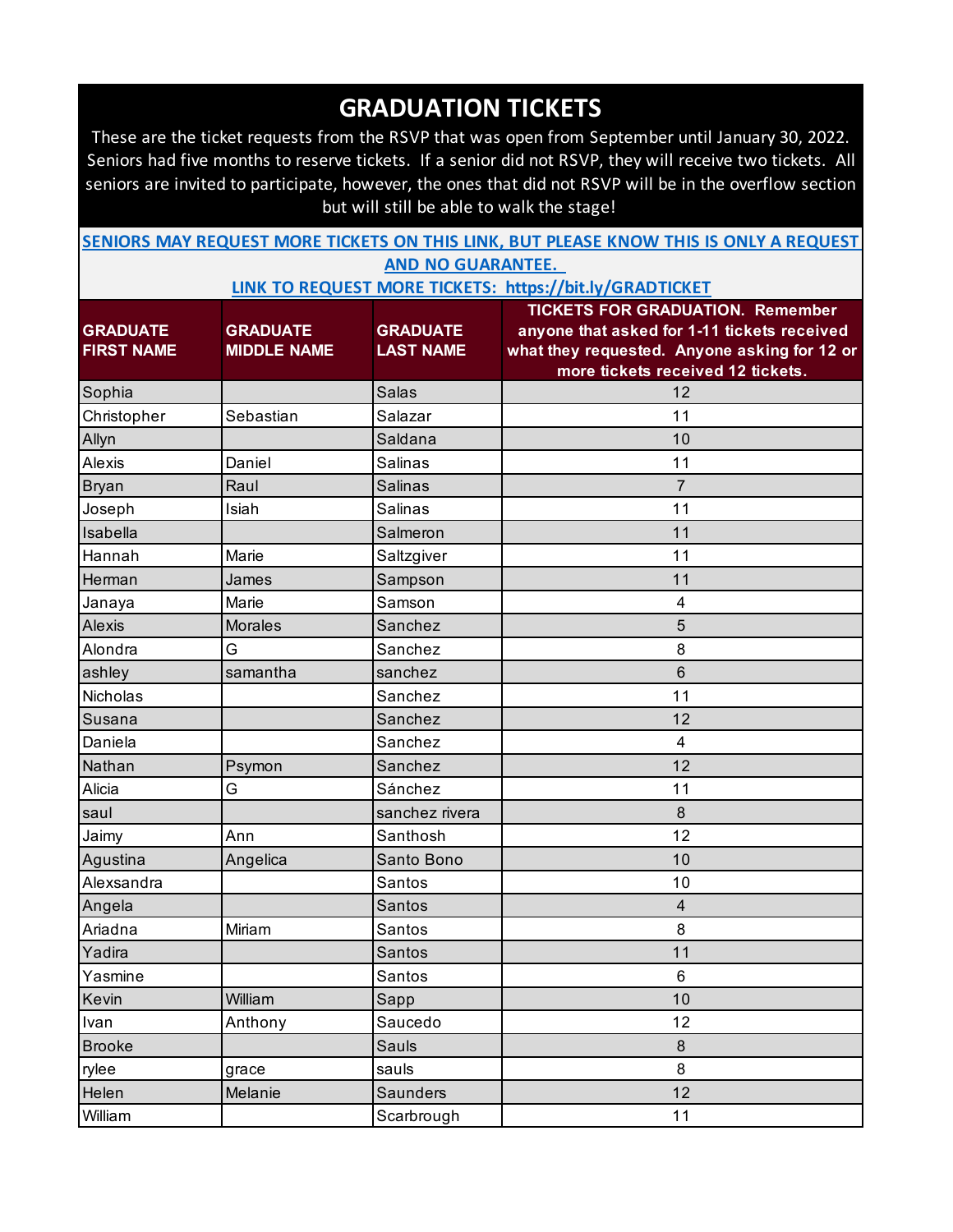# GRADUATION TICKETS

These are the ticket requests from the RSVP that was open from September until January 30, 2022. Seniors had five months to reserve tickets. If a senior did not RSVP, they will receive two tickets. All seniors are invited to participate, however, the ones that did not RSVP will be in the overflow section but will still be able to walk the stage!

**SENIORS MAY REQUEST MORE TICKETS ON THIS LINK, BUT PLEASE KNOW THIS IS ONLY A REQUEST AND NO GUARANTEE.**

**LINK TO REQUEST MORE TICKETS: https://bit.ly/GRADTICKET**

| GRADUATE FIRST NAME | GRADUATE MIDDLE NAME | GRADUATE LAST NAME | TICKETS FOR GRADUATION. Remember anyone that asked for 1-11 tickets received what they requested. Anyone asking for 12 or more tickets received 12 tickets. |
|---|---|---|---|
| Sophia | | Salas | 12 |
| Christopher | Sebastian | Salazar | 11 |
| Allyn | | Saldana | 10 |
| Alexis | Daniel | Salinas | 11 |
| Bryan | Raul | Salinas | 7 |
| Joseph | Isiah | Salinas | 11 |
| Isabella | | Salmeron | 11 |
| Hannah | Marie | Saltzgiver | 11 |
| Herman | James | Sampson | 11 |
| Janaya | Marie | Samson | 4 |
| Alexis | Morales | Sanchez | 5 |
| Alondra | G | Sanchez | 8 |
| ashley | samantha | sanchez | 6 |
| Nicholas | | Sanchez | 11 |
| Susana | | Sanchez | 12 |
| Daniela | | Sanchez | 4 |
| Nathan | Psymon | Sanchez | 12 |
| Alicia | G | Sánchez | 11 |
| saul | | sanchez rivera | 8 |
| Jaimy | Ann | Santhosh | 12 |
| Agustina | Angelica | Santo Bono | 10 |
| Alexsandra | | Santos | 10 |
| Angela | | Santos | 4 |
| Ariadna | Miriam | Santos | 8 |
| Yadira | | Santos | 11 |
| Yasmine | | Santos | 6 |
| Kevin | William | Sapp | 10 |
| Ivan | Anthony | Saucedo | 12 |
| Brooke | | Sauls | 8 |
| rylee | grace | sauls | 8 |
| Helen | Melanie | Saunders | 12 |
| William | | Scarbrough | 11 |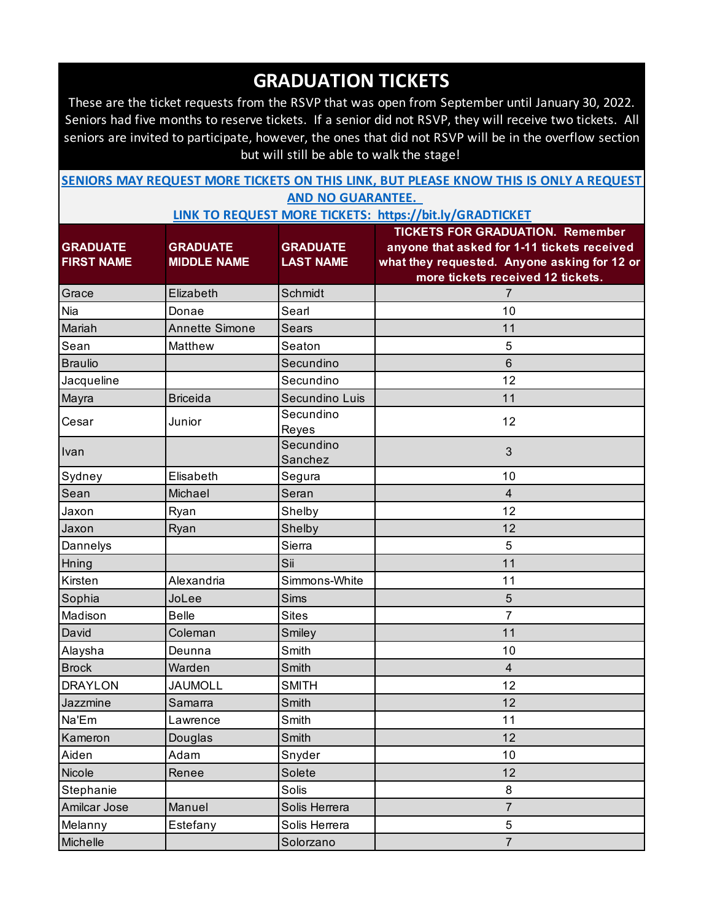# GRADUATION TICKETS

These are the ticket requests from the RSVP that was open from September until January 30, 2022. Seniors had five months to reserve tickets. If a senior did not RSVP, they will receive two tickets. All seniors are invited to participate, however, the ones that did not RSVP will be in the overflow section but will still be able to walk the stage!

**SENIORS MAY REQUEST MORE TICKETS ON THIS LINK, BUT PLEASE KNOW THIS IS ONLY A REQUEST AND NO GUARANTEE.**

**LINK TO REQUEST MORE TICKETS: https://bit.ly/GRADTICKET**

| GRADUATE FIRST NAME | GRADUATE MIDDLE NAME | GRADUATE LAST NAME | TICKETS FOR GRADUATION. Remember anyone that asked for 1-11 tickets received what they requested. Anyone asking for 12 or more tickets received 12 tickets. |
|---|---|---|---|
| Grace | Elizabeth | Schmidt | 7 |
| Nia | Donae | Searl | 10 |
| Mariah | Annette Simone | Sears | 11 |
| Sean | Matthew | Seaton | 5 |
| Braulio | | Secundino | 6 |
| Jacqueline | | Secundino | 12 |
| Mayra | Briceida | Secundino Luis | 11 |
| Cesar | Junior | Secundino Reyes | 12 |
| Ivan | | Secundino Sanchez | 3 |
| Sydney | Elisabeth | Segura | 10 |
| Sean | Michael | Seran | 4 |
| Jaxon | Ryan | Shelby | 12 |
| Jaxon | Ryan | Shelby | 12 |
| Dannelys | | Sierra | 5 |
| Hning | | Sii | 11 |
| Kirsten | Alexandria | Simmons-White | 11 |
| Sophia | JoLee | Sims | 5 |
| Madison | Belle | Sites | 7 |
| David | Coleman | Smiley | 11 |
| Alaysha | Deunna | Smith | 10 |
| Brock | Warden | Smith | 4 |
| DRAYLON | JAUMOLL | SMITH | 12 |
| Jazzmine | Samarra | Smith | 12 |
| Na'Em | Lawrence | Smith | 11 |
| Kameron | Douglas | Smith | 12 |
| Aiden | Adam | Snyder | 10 |
| Nicole | Renee | Solete | 12 |
| Stephanie | | Solis | 8 |
| Amilcar Jose | Manuel | Solis Herrera | 7 |
| Melanny | Estefany | Solis Herrera | 5 |
| Michelle | | Solorzano | 7 |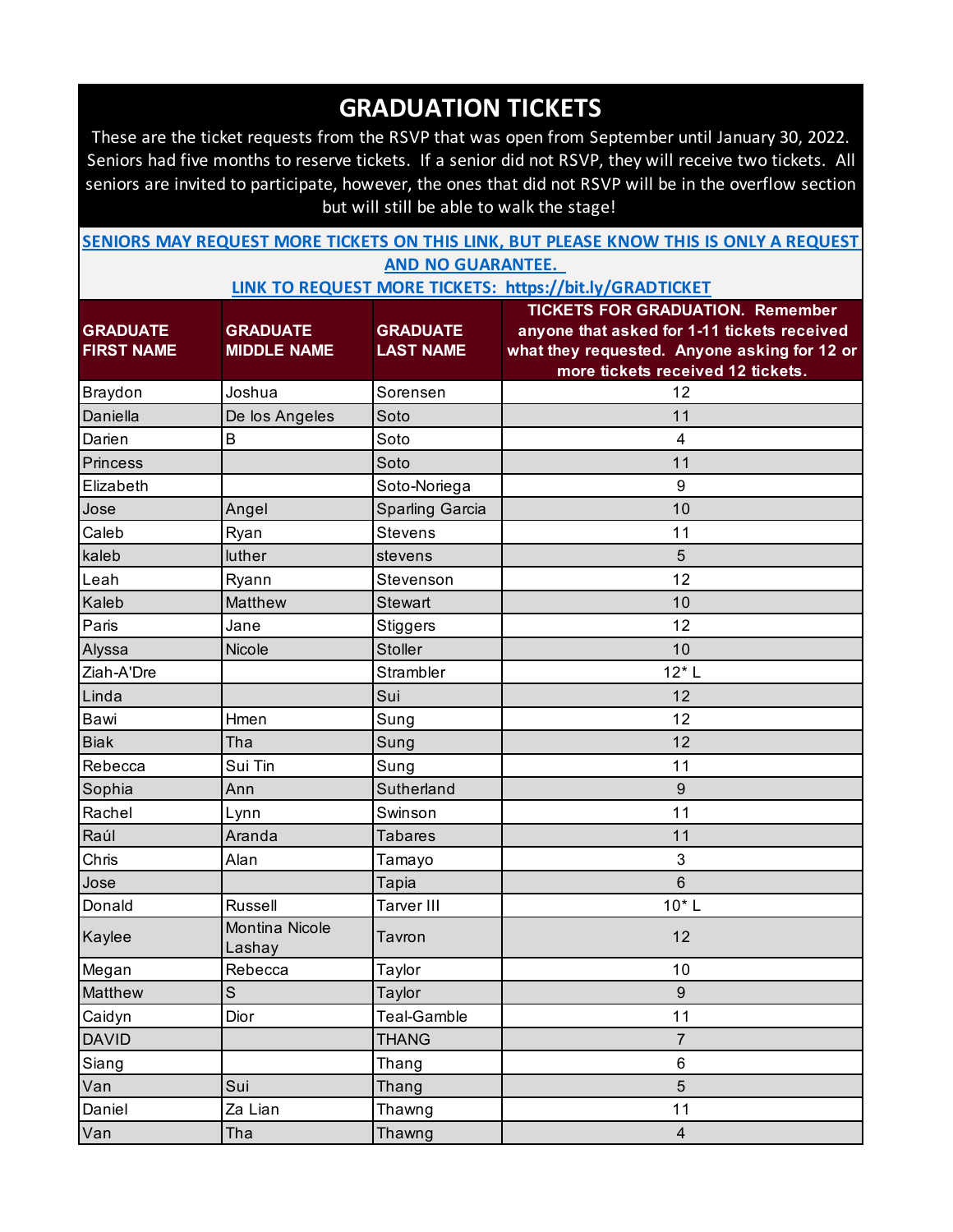# GRADUATION TICKETS

These are the ticket requests from the RSVP that was open from September until January 30, 2022. Seniors had five months to reserve tickets. If a senior did not RSVP, they will receive two tickets. All seniors are invited to participate, however, the ones that did not RSVP will be in the overflow section but will still be able to walk the stage!

**SENIORS MAY REQUEST MORE TICKETS ON THIS LINK, BUT PLEASE KNOW THIS IS ONLY A REQUEST AND NO GUARANTEE.**

**LINK TO REQUEST MORE TICKETS: https://bit.ly/GRADTICKET**

| GRADUATE FIRST NAME | GRADUATE MIDDLE NAME | GRADUATE LAST NAME | TICKETS FOR GRADUATION. Remember anyone that asked for 1-11 tickets received what they requested. Anyone asking for 12 or more tickets received 12 tickets. |
|---|---|---|---|
| Braydon | Joshua | Sorensen | 12 |
| Daniella | De los Angeles | Soto | 11 |
| Darien | B | Soto | 4 |
| Princess | | Soto | 11 |
| Elizabeth | | Soto-Noriega | 9 |
| Jose | Angel | Sparling Garcia | 10 |
| Caleb | Ryan | Stevens | 11 |
| kaleb | luther | stevens | 5 |
| Leah | Ryann | Stevenson | 12 |
| Kaleb | Matthew | Stewart | 10 |
| Paris | Jane | Stiggers | 12 |
| Alyssa | Nicole | Stoller | 10 |
| Ziah-A'Dre | | Strambler | 12* L |
| Linda | | Sui | 12 |
| Bawi | Hmen | Sung | 12 |
| Biak | Tha | Sung | 12 |
| Rebecca | Sui Tin | Sung | 11 |
| Sophia | Ann | Sutherland | 9 |
| Rachel | Lynn | Swinson | 11 |
| Raúl | Aranda | Tabares | 11 |
| Chris | Alan | Tamayo | 3 |
| Jose | | Tapia | 6 |
| Donald | Russell | Tarver III | 10* L |
| Kaylee | Montina Nicole Lashay | Tavron | 12 |
| Megan | Rebecca | Taylor | 10 |
| Matthew | S | Taylor | 9 |
| Caidyn | Dior | Teal-Gamble | 11 |
| DAVID | | THANG | 7 |
| Siang | | Thang | 6 |
| Van | Sui | Thang | 5 |
| Daniel | Za Lian | Thawng | 11 |
| Van | Tha | Thawng | 4 |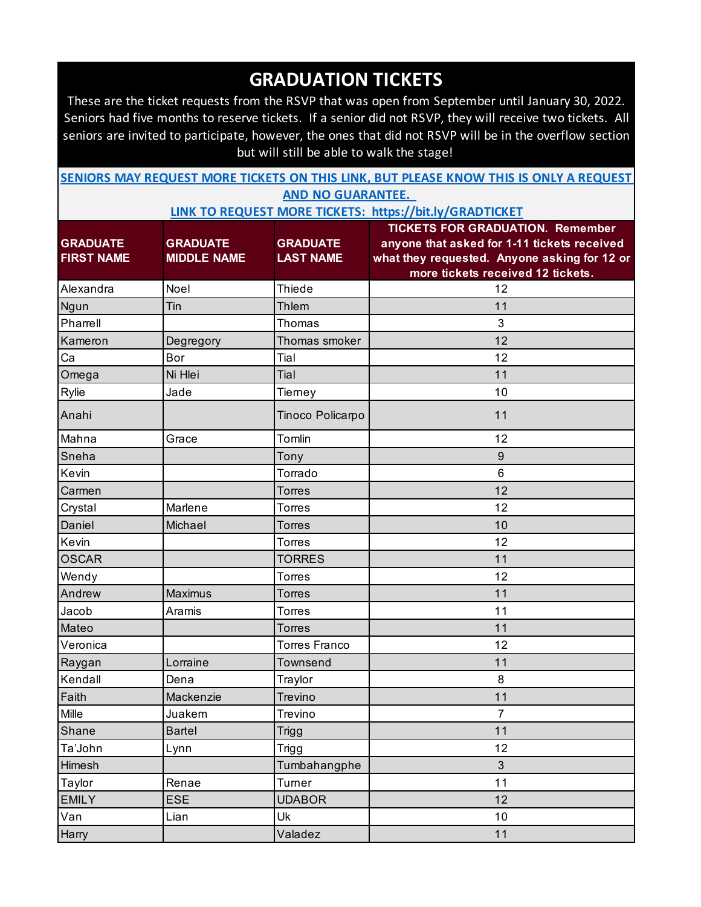# GRADUATION TICKETS

These are the ticket requests from the RSVP that was open from September until January 30, 2022. Seniors had five months to reserve tickets. If a senior did not RSVP, they will receive two tickets. All seniors are invited to participate, however, the ones that did not RSVP will be in the overflow section but will still be able to walk the stage!

**SENIORS MAY REQUEST MORE TICKETS ON THIS LINK, BUT PLEASE KNOW THIS IS ONLY A REQUEST AND NO GUARANTEE.**

**LINK TO REQUEST MORE TICKETS: https://bit.ly/GRADTICKET**

| GRADUATE FIRST NAME | GRADUATE MIDDLE NAME | GRADUATE LAST NAME | TICKETS FOR GRADUATION. Remember anyone that asked for 1-11 tickets received what they requested. Anyone asking for 12 or more tickets received 12 tickets. |
|---|---|---|---|
| Alexandra | Noel | Thiede | 12 |
| Ngun | Tin | Thlem | 11 |
| Pharrell | | Thomas | 3 |
| Kameron | Degregory | Thomas smoker | 12 |
| Ca | Bor | Tial | 12 |
| Omega | Ni Hlei | Tial | 11 |
| Rylie | Jade | Tierney | 10 |
| Anahi | | Tinoco Policarpo | 11 |
| Mahna | Grace | Tomlin | 12 |
| Sneha | | Tony | 9 |
| Kevin | | Torrado | 6 |
| Carmen | | Torres | 12 |
| Crystal | Marlene | Torres | 12 |
| Daniel | Michael | Torres | 10 |
| Kevin | | Torres | 12 |
| OSCAR | | TORRES | 11 |
| Wendy | | Torres | 12 |
| Andrew | Maximus | Torres | 11 |
| Jacob | Aramis | Torres | 11 |
| Mateo | | Torres | 11 |
| Veronica | | Torres Franco | 12 |
| Raygan | Lorraine | Townsend | 11 |
| Kendall | Dena | Traylor | 8 |
| Faith | Mackenzie | Trevino | 11 |
| Mille | Juakem | Trevino | 7 |
| Shane | Bartel | Trigg | 11 |
| Ta'John | Lynn | Trigg | 12 |
| Himesh | | Tumbahangphe | 3 |
| Taylor | Renae | Turner | 11 |
| EMILY | ESE | UDABOR | 12 |
| Van | Lian | Uk | 10 |
| Harry | | Valadez | 11 |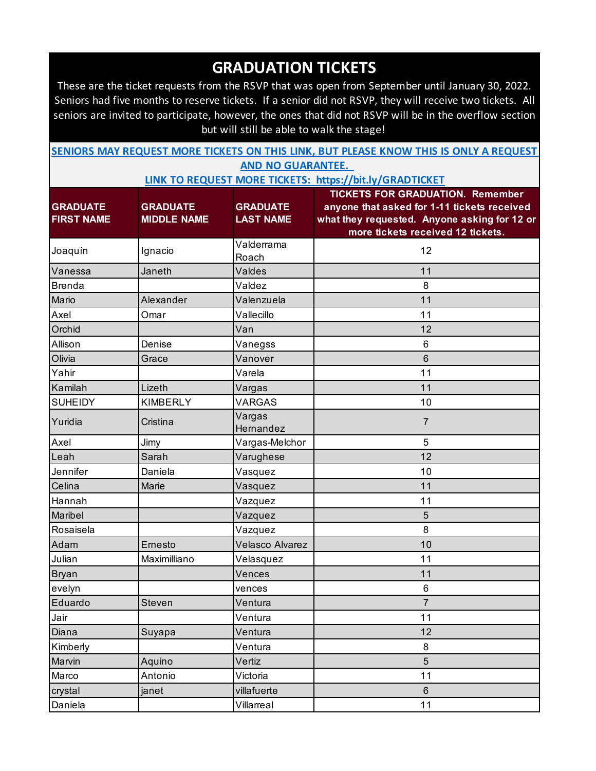# GRADUATION TICKETS

These are the ticket requests from the RSVP that was open from September until January 30, 2022. Seniors had five months to reserve tickets. If a senior did not RSVP, they will receive two tickets. All seniors are invited to participate, however, the ones that did not RSVP will be in the overflow section but will still be able to walk the stage!

**SENIORS MAY REQUEST MORE TICKETS ON THIS LINK, BUT PLEASE KNOW THIS IS ONLY A REQUEST AND NO GUARANTEE.**

**LINK TO REQUEST MORE TICKETS: https://bit.ly/GRADTICKET**

| GRADUATE FIRST NAME | GRADUATE MIDDLE NAME | GRADUATE LAST NAME | TICKETS FOR GRADUATION. Remember anyone that asked for 1-11 tickets received what they requested. Anyone asking for 12 or more tickets received 12 tickets. |
|---|---|---|---|
| Joaquín | Ignacio | Valderrama Roach | 12 |
| Vanessa | Janeth | Valdes | 11 |
| Brenda | | Valdez | 8 |
| Mario | Alexander | Valenzuela | 11 |
| Axel | Omar | Vallecillo | 11 |
| Orchid | | Van | 12 |
| Allison | Denise | Vanegss | 6 |
| Olivia | Grace | Vanover | 6 |
| Yahir | | Varela | 11 |
| Kamilah | Lizeth | Vargas | 11 |
| SUHEIDY | KIMBERLY | VARGAS | 10 |
| Yuridia | Cristina | Vargas Hernandez | 7 |
| Axel | Jimy | Vargas-Melchor | 5 |
| Leah | Sarah | Varughese | 12 |
| Jennifer | Daniela | Vasquez | 10 |
| Celina | Marie | Vasquez | 11 |
| Hannah | | Vazquez | 11 |
| Maribel | | Vazquez | 5 |
| Rosaisela | | Vazquez | 8 |
| Adam | Ernesto | Velasco Alvarez | 10 |
| Julian | Maximilliano | Velasquez | 11 |
| Bryan | | Vences | 11 |
| evelyn | | vences | 6 |
| Eduardo | Steven | Ventura | 7 |
| Jair | | Ventura | 11 |
| Diana | Suyapa | Ventura | 12 |
| Kimberly | | Ventura | 8 |
| Marvin | Aquino | Vertiz | 5 |
| Marco | Antonio | Victoria | 11 |
| crystal | janet | villafuerte | 6 |
| Daniela | | Villarreal | 11 |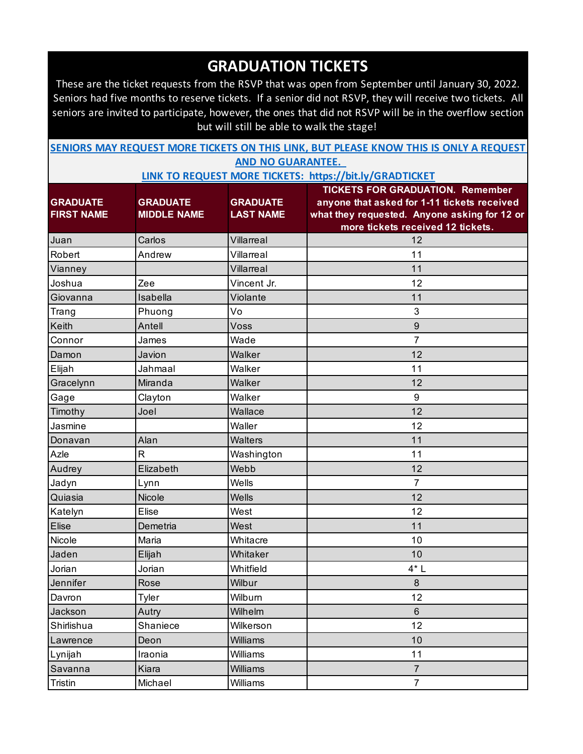# GRADUATION TICKETS

These are the ticket requests from the RSVP that was open from September until January 30, 2022. Seniors had five months to reserve tickets. If a senior did not RSVP, they will receive two tickets. All seniors are invited to participate, however, the ones that did not RSVP will be in the overflow section but will still be able to walk the stage!

**SENIORS MAY REQUEST MORE TICKETS ON THIS LINK, BUT PLEASE KNOW THIS IS ONLY A REQUEST AND NO GUARANTEE.**

**LINK TO REQUEST MORE TICKETS: https://bit.ly/GRADTICKET**

| GRADUATE FIRST NAME | GRADUATE MIDDLE NAME | GRADUATE LAST NAME | TICKETS FOR GRADUATION. Remember anyone that asked for 1-11 tickets received what they requested. Anyone asking for 12 or more tickets received 12 tickets. |
|---|---|---|---|
| Juan | Carlos | Villarreal | 12 |
| Robert | Andrew | Villarreal | 11 |
| Vianney | | Villarreal | 11 |
| Joshua | Zee | Vincent Jr. | 12 |
| Giovanna | Isabella | Violante | 11 |
| Trang | Phuong | Vo | 3 |
| Keith | Antell | Voss | 9 |
| Connor | James | Wade | 7 |
| Damon | Javion | Walker | 12 |
| Elijah | Jahmaal | Walker | 11 |
| Gracelynn | Miranda | Walker | 12 |
| Gage | Clayton | Walker | 9 |
| Timothy | Joel | Wallace | 12 |
| Jasmine | | Waller | 12 |
| Donavan | Alan | Walters | 11 |
| Azle | R | Washington | 11 |
| Audrey | Elizabeth | Webb | 12 |
| Jadyn | Lynn | Wells | 7 |
| Quiasia | Nicole | Wells | 12 |
| Katelyn | Elise | West | 12 |
| Elise | Demetria | West | 11 |
| Nicole | Maria | Whitacre | 10 |
| Jaden | Elijah | Whitaker | 10 |
| Jorian | Jorian | Whitfield | 4* L |
| Jennifer | Rose | Wilbur | 8 |
| Davron | Tyler | Wilburn | 12 |
| Jackson | Autry | Wilhelm | 6 |
| Shirlishua | Shaniece | Wilkerson | 12 |
| Lawrence | Deon | Williams | 10 |
| Lynijah | Iraonia | Williams | 11 |
| Savanna | Kiara | Williams | 7 |
| Tristin | Michael | Williams | 7 |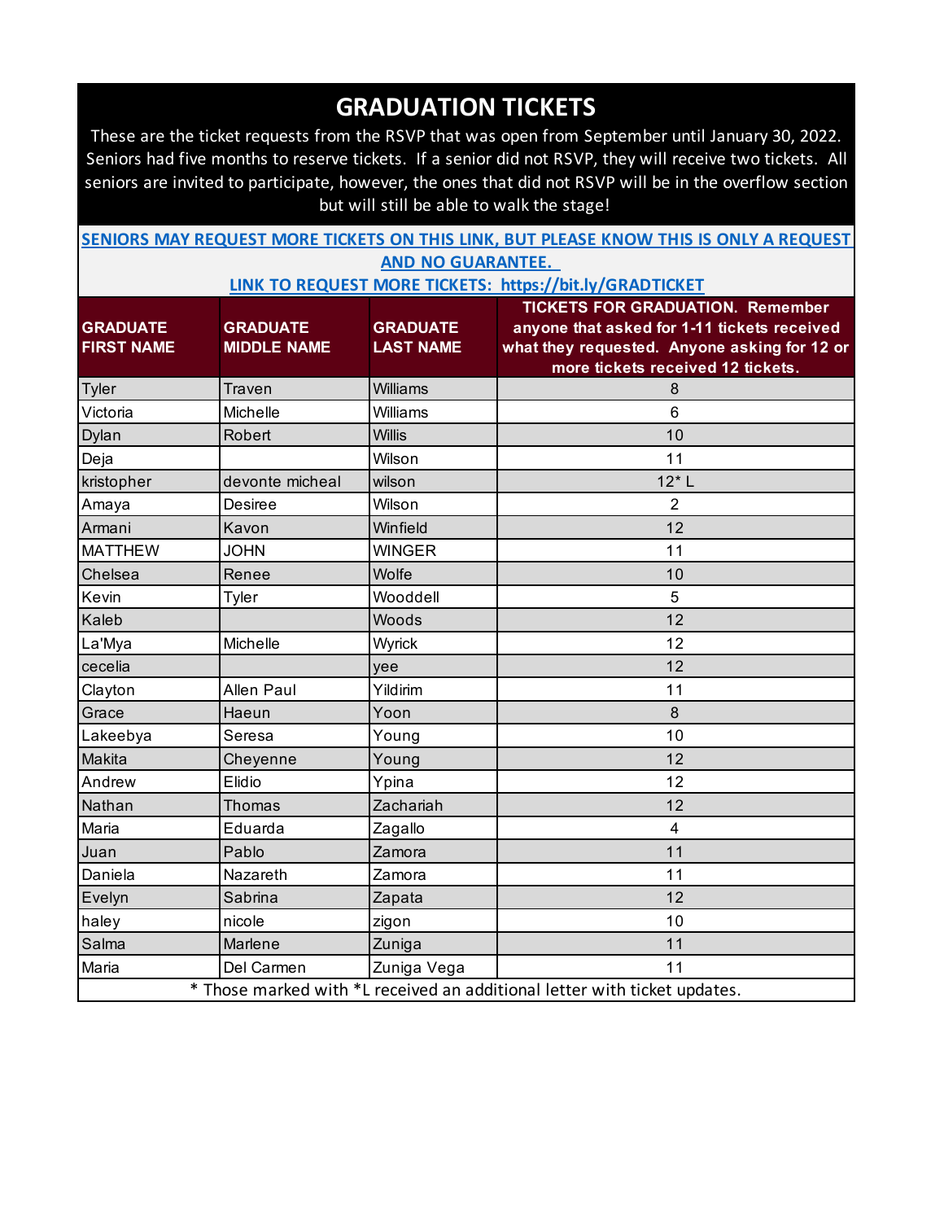# GRADUATION TICKETS

These are the ticket requests from the RSVP that was open from September until January 30, 2022. Seniors had five months to reserve tickets. If a senior did not RSVP, they will receive two tickets. All seniors are invited to participate, however, the ones that did not RSVP will be in the overflow section but will still be able to walk the stage!

**SENIORS MAY REQUEST MORE TICKETS ON THIS LINK, BUT PLEASE KNOW THIS IS ONLY A REQUEST AND NO GUARANTEE.**

**LINK TO REQUEST MORE TICKETS: https://bit.ly/GRADTICKET**

| GRADUATE FIRST NAME | GRADUATE MIDDLE NAME | GRADUATE LAST NAME | TICKETS FOR GRADUATION. Remember anyone that asked for 1-11 tickets received what they requested. Anyone asking for 12 or more tickets received 12 tickets. |
|---|---|---|---|
| Tyler | Traven | Williams | 8 |
| Victoria | Michelle | Williams | 6 |
| Dylan | Robert | Willis | 10 |
| Deja | | Wilson | 11 |
| kristopher | devonte micheal | wilson | 12* L |
| Amaya | Desiree | Wilson | 2 |
| Armani | Kavon | Winfield | 12 |
| MATTHEW | JOHN | WINGER | 11 |
| Chelsea | Renee | Wolfe | 10 |
| Kevin | Tyler | Wooddell | 5 |
| Kaleb | | Woods | 12 |
| La'Mya | Michelle | Wyrick | 12 |
| cecelia | | yee | 12 |
| Clayton | Allen Paul | Yildirim | 11 |
| Grace | Haeun | Yoon | 8 |
| Lakeebya | Seresa | Young | 10 |
| Makita | Cheyenne | Young | 12 |
| Andrew | Elidio | Ypina | 12 |
| Nathan | Thomas | Zachariah | 12 |
| Maria | Eduarda | Zagallo | 4 |
| Juan | Pablo | Zamora | 11 |
| Daniela | Nazareth | Zamora | 11 |
| Evelyn | Sabrina | Zapata | 12 |
| haley | nicole | zigon | 10 |
| Salma | Marlene | Zuniga | 11 |
| Maria | Del Carmen | Zuniga Vega | 11 |

* Those marked with *L received an additional letter with ticket updates.